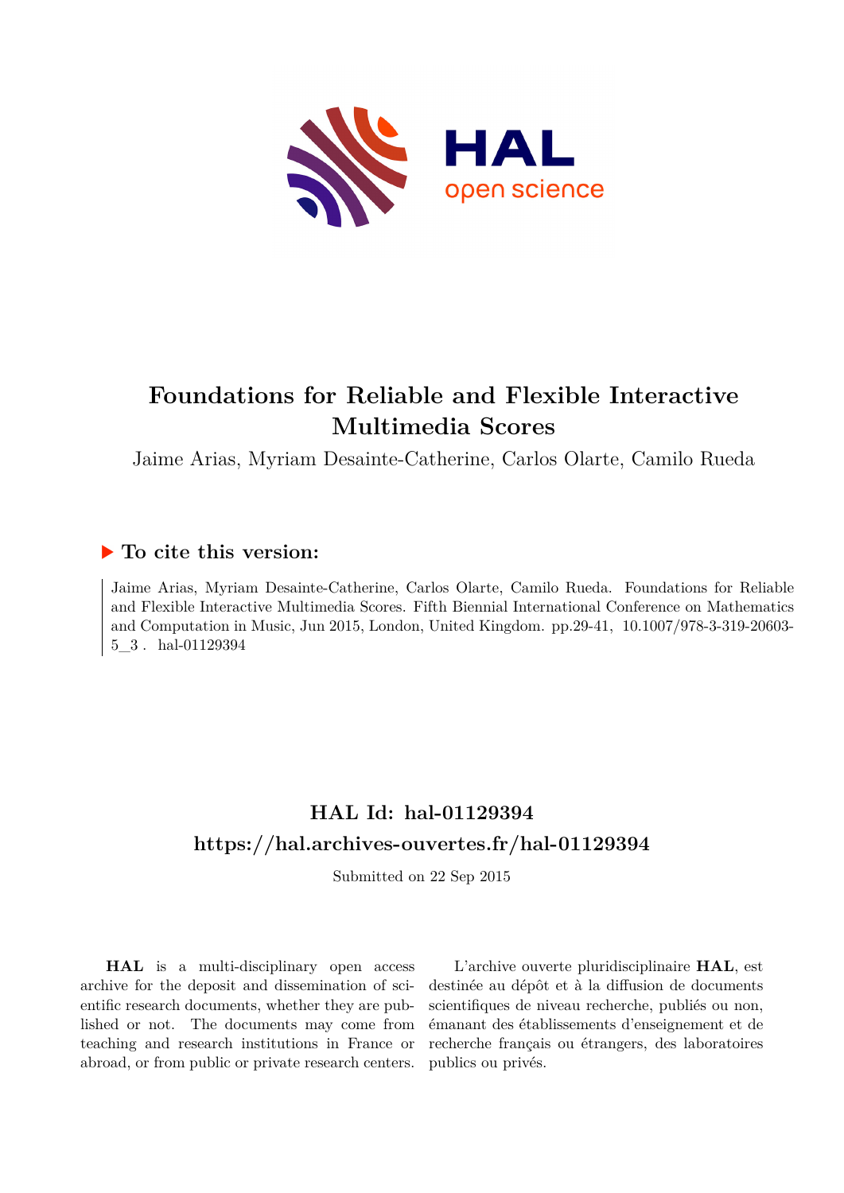# Foundations for Reliable and Flexible Interactive Multimedia Scores

Jaime Arias, Myriam Desainte-Catherine, Carlos Olarte, Camilo Rueda

## ▶ To cite this version:

Jaime Arias, Myriam Desainte-Catherine, Carlos Olarte, Camilo Rueda. Foundations for Reliable and Flexible Interactive Multimedia Scores. Fifth Biennial International Conference on Mathematics and Computation in Music, Jun 2015, London, United Kingdom. pp.29-41, 10.1007/978-3-319-20603-5_3 . hal-01129394

## HAL Id: hal-01129394
## https://hal.archives-ouvertes.fr/hal-01129394

Submitted on 22 Sep 2015

**HAL** is a multi-disciplinary open access archive for the deposit and dissemination of scientific research documents, whether they are published or not. The documents may come from teaching and research institutions in France or abroad, or from public or private research centers.

L'archive ouverte pluridisciplinaire **HAL**, est destinée au dépôt et à la diffusion de documents scientifiques de niveau recherche, publiés ou non, émanant des établissements d'enseignement et de recherche français ou étrangers, des laboratoires publics ou privés.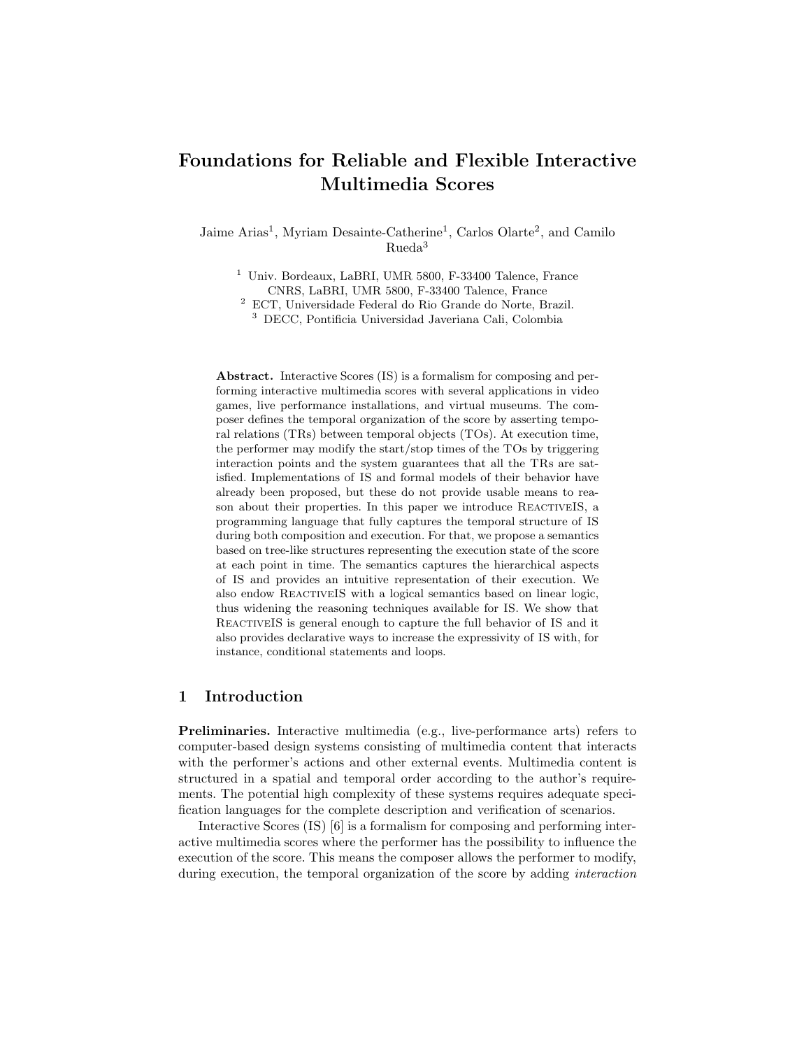# Foundations for Reliable and Flexible Interactive Multimedia Scores

Jaime Arias[1], Myriam Desainte-Catherine[1], Carlos Olarte[2], and Camilo Rueda[3]

[1] Univ. Bordeaux, LaBRI, UMR 5800, F-33400 Talence, France
CNRS, LaBRI, UMR 5800, F-33400 Talence, France
[2] ECT, Universidade Federal do Rio Grande do Norte, Brazil.
[3] DECC, Pontificia Universidad Javeriana Cali, Colombia

**Abstract.** Interactive Scores (IS) is a formalism for composing and performing interactive multimedia scores with several applications in video games, live performance installations, and virtual museums. The composer defines the temporal organization of the score by asserting temporal relations (TRs) between temporal objects (TOs). At execution time, the performer may modify the start/stop times of the TOs by triggering interaction points and the system guarantees that all the TRs are satisfied. Implementations of IS and formal models of their behavior have already been proposed, but these do not provide usable means to reason about their properties. In this paper we introduce ReactiveIS, a programming language that fully captures the temporal structure of IS during both composition and execution. For that, we propose a semantics based on tree-like structures representing the execution state of the score at each point in time. The semantics captures the hierarchical aspects of IS and provides an intuitive representation of their execution. We also endow ReactiveIS with a logical semantics based on linear logic, thus widening the reasoning techniques available for IS. We show that ReactiveIS is general enough to capture the full behavior of IS and it also provides declarative ways to increase the expressivity of IS with, for instance, conditional statements and loops.

## 1 Introduction

**Preliminaries.** Interactive multimedia (e.g., live-performance arts) refers to computer-based design systems consisting of multimedia content that interacts with the performer's actions and other external events. Multimedia content is structured in a spatial and temporal order according to the author's requirements. The potential high complexity of these systems requires adequate specification languages for the complete description and verification of scenarios.

Interactive Scores (IS) [6] is a formalism for composing and performing interactive multimedia scores where the performer has the possibility to influence the execution of the score. This means the composer allows the performer to modify, during execution, the temporal organization of the score by adding *interaction*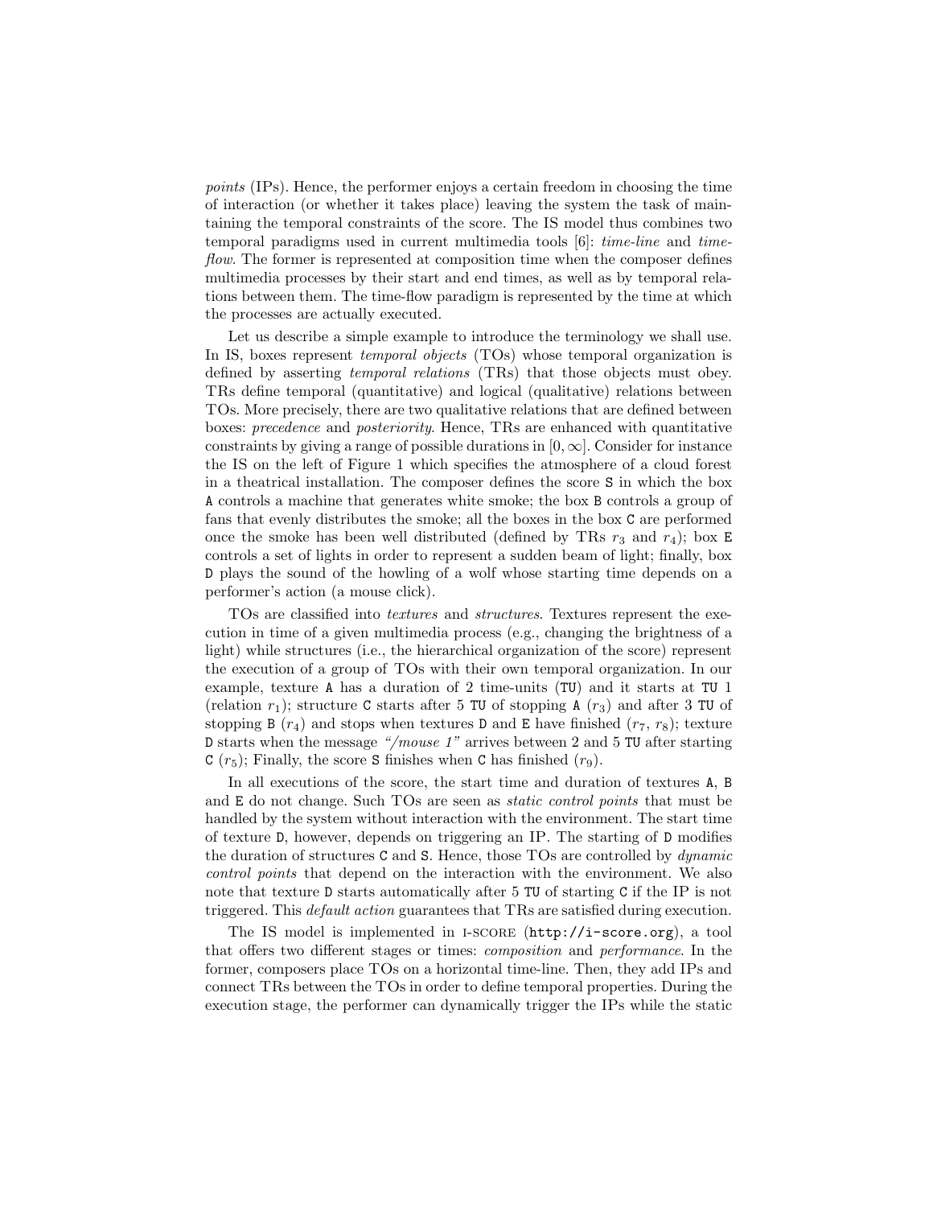*points* (IPs). Hence, the performer enjoys a certain freedom in choosing the time of interaction (or whether it takes place) leaving the system the task of maintaining the temporal constraints of the score. The IS model thus combines two temporal paradigms used in current multimedia tools [6]: *time-line* and *time-flow*. The former is represented at composition time when the composer defines multimedia processes by their start and end times, as well as by temporal relations between them. The time-flow paradigm is represented by the time at which the processes are actually executed.

Let us describe a simple example to introduce the terminology we shall use. In IS, boxes represent *temporal objects* (TOs) whose temporal organization is defined by asserting *temporal relations* (TRs) that those objects must obey. TRs define temporal (quantitative) and logical (qualitative) relations between TOs. More precisely, there are two qualitative relations that are defined between boxes: *precedence* and *posteriority*. Hence, TRs are enhanced with quantitative constraints by giving a range of possible durations in $[0, \infty]$. Consider for instance the IS on the left of Figure 1 which specifies the atmosphere of a cloud forest in a theatrical installation. The composer defines the score `S` in which the box `A` controls a machine that generates white smoke; the box `B` controls a group of fans that evenly distributes the smoke; all the boxes in the box `C` are performed once the smoke has been well distributed (defined by TRs $r_3$ and $r_4$); box `E` controls a set of lights in order to represent a sudden beam of light; finally, box `D` plays the sound of the howling of a wolf whose starting time depends on a performer's action (a mouse click).

TOs are classified into *textures* and *structures*. Textures represent the execution in time of a given multimedia process (e.g., changing the brightness of a light) while structures (i.e., the hierarchical organization of the score) represent the execution of a group of TOs with their own temporal organization. In our example, texture `A` has a duration of 2 time-units (`TU`) and it starts at `TU` 1 (relation $r_1$); structure `C` starts after 5 `TU` of stopping `A` ($r_3$) and after 3 `TU` of stopping `B` ($r_4$) and stops when textures `D` and `E` have finished ($r_7$, $r_8$); texture `D` starts when the message *"/mouse 1"* arrives between 2 and 5 `TU` after starting `C` ($r_5$); Finally, the score `S` finishes when `C` has finished ($r_9$).

In all executions of the score, the start time and duration of textures `A`, `B` and `E` do not change. Such TOs are seen as *static control points* that must be handled by the system without interaction with the environment. The start time of texture `D`, however, depends on triggering an IP. The starting of `D` modifies the duration of structures `C` and `S`. Hence, those TOs are controlled by *dynamic control points* that depend on the interaction with the environment. We also note that texture `D` starts automatically after 5 `TU` of starting `C` if the IP is not triggered. This *default action* guarantees that TRs are satisfied during execution.

The IS model is implemented in I-SCORE (`http://i-score.org`), a tool that offers two different stages or times: *composition* and *performance*. In the former, composers place TOs on a horizontal time-line. Then, they add IPs and connect TRs between the TOs in order to define temporal properties. During the execution stage, the performer can dynamically trigger the IPs while the static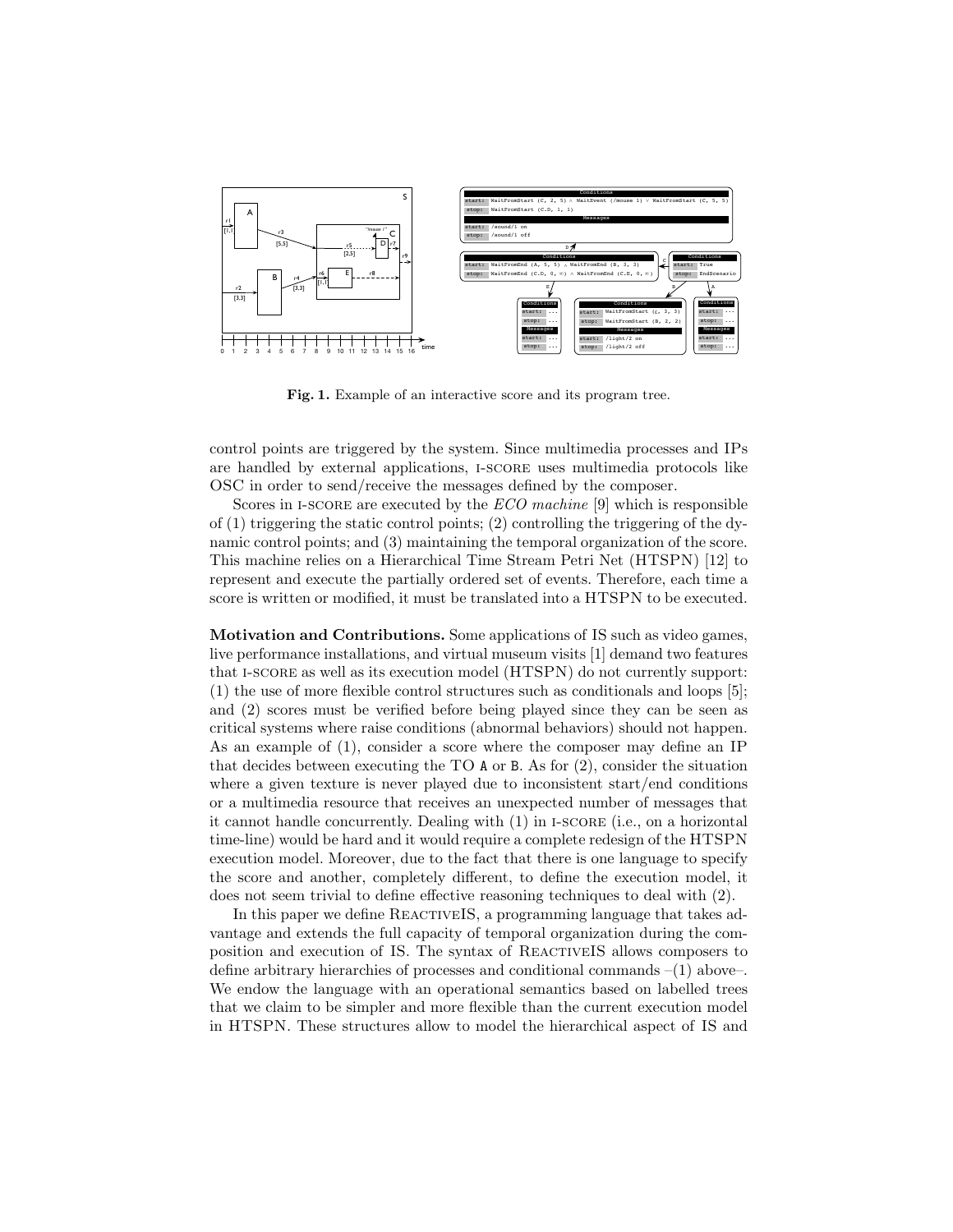**Fig. 1.** Example of an interactive score and its program tree.

control points are triggered by the system. Since multimedia processes and IPs are handled by external applications, i-score uses multimedia protocols like OSC in order to send/receive the messages defined by the composer.

Scores in i-score are executed by the *ECO machine* [9] which is responsible of (1) triggering the static control points; (2) controlling the triggering of the dynamic control points; and (3) maintaining the temporal organization of the score. This machine relies on a Hierarchical Time Stream Petri Net (HTSPN) [12] to represent and execute the partially ordered set of events. Therefore, each time a score is written or modified, it must be translated into a HTSPN to be executed.

**Motivation and Contributions.** Some applications of IS such as video games, live performance installations, and virtual museum visits [1] demand two features that i-score as well as its execution model (HTSPN) do not currently support: (1) the use of more flexible control structures such as conditionals and loops [5]; and (2) scores must be verified before being played since they can be seen as critical systems where raise conditions (abnormal behaviors) should not happen. As an example of (1), consider a score where the composer may define an IP that decides between executing the TO A or B. As for (2), consider the situation where a given texture is never played due to inconsistent start/end conditions or a multimedia resource that receives an unexpected number of messages that it cannot handle concurrently. Dealing with (1) in i-score (i.e., on a horizontal time-line) would be hard and it would require a complete redesign of the HTSPN execution model. Moreover, due to the fact that there is one language to specify the score and another, completely different, to define the execution model, it does not seem trivial to define effective reasoning techniques to deal with (2).

In this paper we define ReactiveIS, a programming language that takes advantage and extends the full capacity of temporal organization during the composition and execution of IS. The syntax of ReactiveIS allows composers to define arbitrary hierarchies of processes and conditional commands –(1) above–. We endow the language with an operational semantics based on labelled trees that we claim to be simpler and more flexible than the current execution model in HTSPN. These structures allow to model the hierarchical aspect of IS and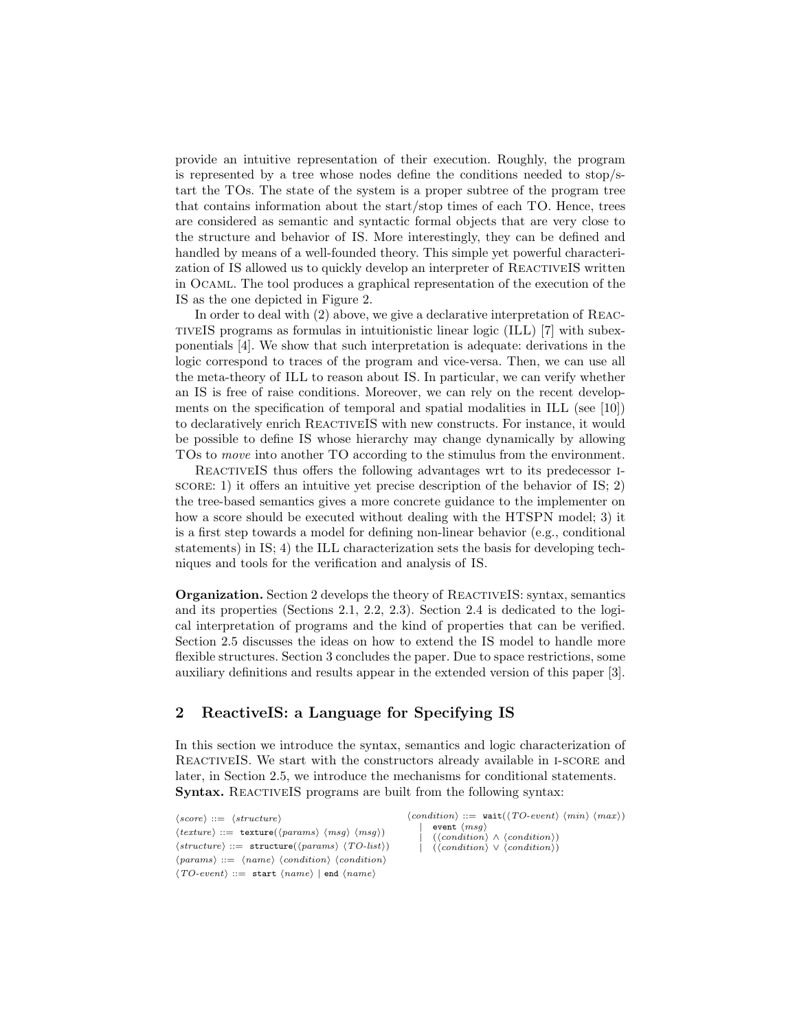provide an intuitive representation of their execution. Roughly, the program is represented by a tree whose nodes define the conditions needed to stop/start the TOs. The state of the system is a proper subtree of the program tree that contains information about the start/stop times of each TO. Hence, trees are considered as semantic and syntactic formal objects that are very close to the structure and behavior of IS. More interestingly, they can be defined and handled by means of a well-founded theory. This simple yet powerful characterization of IS allowed us to quickly develop an interpreter of ReactiveIS written in Ocaml. The tool produces a graphical representation of the execution of the IS as the one depicted in Figure 2.

In order to deal with (2) above, we give a declarative interpretation of ReactiveIS programs as formulas in intuitionistic linear logic (ILL) [7] with subexponentials [4]. We show that such interpretation is adequate: derivations in the logic correspond to traces of the program and vice-versa. Then, we can use all the meta-theory of ILL to reason about IS. In particular, we can verify whether an IS is free of raise conditions. Moreover, we can rely on the recent developments on the specification of temporal and spatial modalities in ILL (see [10]) to declaratively enrich ReactiveIS with new constructs. For instance, it would be possible to define IS whose hierarchy may change dynamically by allowing TOs to *move* into another TO according to the stimulus from the environment.

ReactiveIS thus offers the following advantages wrt to its predecessor i-score: 1) it offers an intuitive yet precise description of the behavior of IS; 2) the tree-based semantics gives a more concrete guidance to the implementer on how a score should be executed without dealing with the HTSPN model; 3) it is a first step towards a model for defining non-linear behavior (e.g., conditional statements) in IS; 4) the ILL characterization sets the basis for developing techniques and tools for the verification and analysis of IS.

**Organization.** Section 2 develops the theory of ReactiveIS: syntax, semantics and its properties (Sections 2.1, 2.2, 2.3). Section 2.4 is dedicated to the logical interpretation of programs and the kind of properties that can be verified. Section 2.5 discusses the ideas on how to extend the IS model to handle more flexible structures. Section 3 concludes the paper. Due to space restrictions, some auxiliary definitions and results appear in the extended version of this paper [3].

## 2 ReactiveIS: a Language for Specifying IS

In this section we introduce the syntax, semantics and logic characterization of ReactiveIS. We start with the constructors already available in i-score and later, in Section 2.5, we introduce the mechanisms for conditional statements.
**Syntax.** ReactiveIS programs are built from the following syntax:

$\langle score \rangle ::= \langle structure \rangle$
$\langle texture \rangle ::= \texttt{texture}(\langle params \rangle\ \langle msg \rangle\ \langle msg \rangle)$
$\langle structure \rangle ::= \texttt{structure}(\langle params \rangle\ \langle TO\text{-}list \rangle)$
$\langle params \rangle ::= \langle name \rangle\ \langle condition \rangle\ \langle condition \rangle$
$\langle TO\text{-}event \rangle ::= \texttt{start}\ \langle name \rangle \mid \texttt{end}\ \langle name \rangle$

$\langle condition \rangle ::= \texttt{wait}(\langle TO\text{-}event \rangle\ \langle min \rangle\ \langle max \rangle)$
$\quad \mid \texttt{event}\ \langle msg \rangle$
$\quad \mid (\langle condition \rangle \wedge \langle condition \rangle)$
$\quad \mid (\langle condition \rangle \vee \langle condition \rangle)$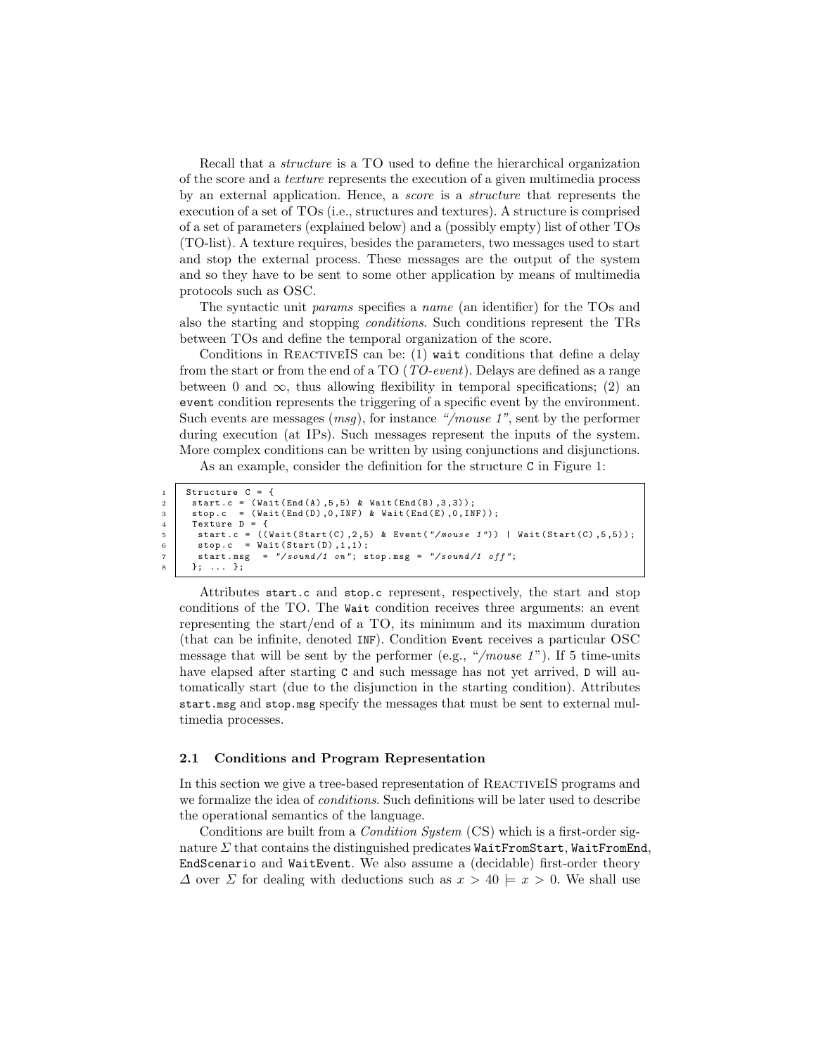Recall that a *structure* is a TO used to define the hierarchical organization of the score and a *texture* represents the execution of a given multimedia process by an external application. Hence, a *score* is a *structure* that represents the execution of a set of TOs (i.e., structures and textures). A structure is comprised of a set of parameters (explained below) and a (possibly empty) list of other TOs (TO-list). A texture requires, besides the parameters, two messages used to start and stop the external process. These messages are the output of the system and so they have to be sent to some other application by means of multimedia protocols such as OSC.

The syntactic unit *params* specifies a *name* (an identifier) for the TOs and also the starting and stopping *conditions*. Such conditions represent the TRs between TOs and define the temporal organization of the score.

Conditions in ReactiveIS can be: (1) `wait` conditions that define a delay from the start or from the end of a TO (*TO-event*). Delays are defined as a range between 0 and $\infty$, thus allowing flexibility in temporal specifications; (2) an `event` condition represents the triggering of a specific event by the environment. Such events are messages (*msg*), for instance *"/mouse 1"*, sent by the performer during execution (at IPs). Such messages represent the inputs of the system. More complex conditions can be written by using conjunctions and disjunctions.

As an example, consider the definition for the structure `C` in Figure 1:

```
1  Structure C = {
2   start.c = (Wait(End(A),5,5) & Wait(End(B),3,3));
3   stop.c  = (Wait(End(D),0,INF) & Wait(End(E),0,INF));
4   Texture D = {
5    start.c = ((Wait(Start(C),2,5) & Event("/mouse 1")) | Wait(Start(C),5,5));
6    stop.c  = Wait(Start(D),1,1);
7    start.msg  = "/sound/1 on"; stop.msg = "/sound/1 off";
8   }; ... };
```

Attributes `start.c` and `stop.c` represent, respectively, the start and stop conditions of the TO. The `Wait` condition receives three arguments: an event representing the start/end of a TO, its minimum and its maximum duration (that can be infinite, denoted `INF`). Condition `Event` receives a particular OSC message that will be sent by the performer (e.g., "*/mouse 1*"). If 5 time-units have elapsed after starting `C` and such message has not yet arrived, `D` will automatically start (due to the disjunction in the starting condition). Attributes `start.msg` and `stop.msg` specify the messages that must be sent to external multimedia processes.

### 2.1 Conditions and Program Representation

In this section we give a tree-based representation of ReactiveIS programs and we formalize the idea of *conditions*. Such definitions will be later used to describe the operational semantics of the language.

Conditions are built from a *Condition System* (CS) which is a first-order signature $\Sigma$ that contains the distinguished predicates `WaitFromStart`, `WaitFromEnd`, `EndScenario` and `WaitEvent`. We also assume a (decidable) first-order theory $\Delta$ over $\Sigma$ for dealing with deductions such as $x > 40 \models x > 0$. We shall use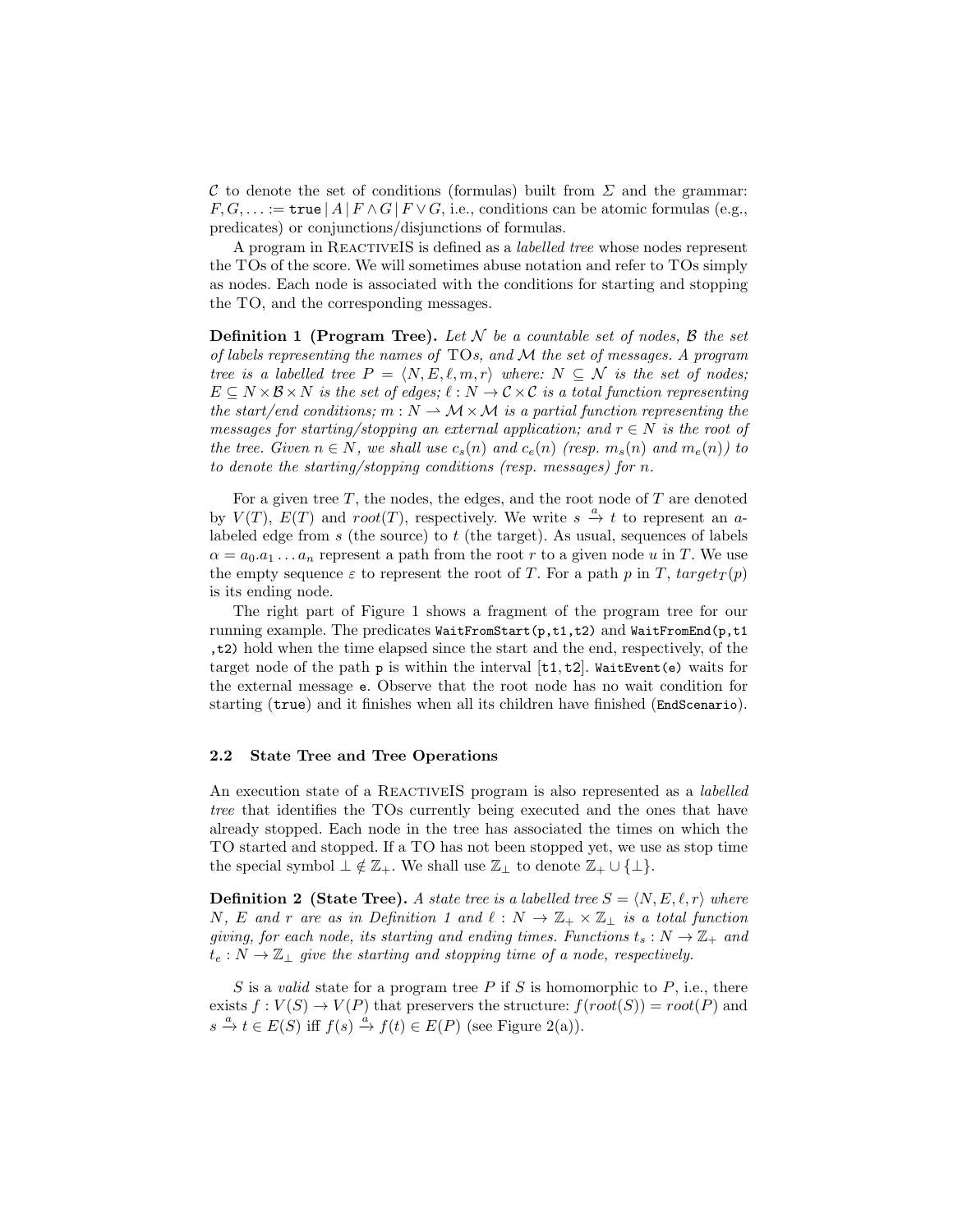$\mathcal{C}$ to denote the set of conditions (formulas) built from $\Sigma$ and the grammar: $F, G, \ldots := \texttt{true} \,|\, A \,|\, F \wedge G \,|\, F \vee G$, i.e., conditions can be atomic formulas (e.g., predicates) or conjunctions/disjunctions of formulas.

A program in ReactiveIS is defined as a *labelled tree* whose nodes represent the TOs of the score. We will sometimes abuse notation and refer to TOs simply as nodes. Each node is associated with the conditions for starting and stopping the TO, and the corresponding messages.

**Definition 1 (Program Tree).** *Let $\mathcal{N}$ be a countable set of nodes, $\mathcal{B}$ the set of labels representing the names of* TO*s, and $\mathcal{M}$ the set of messages. A program tree is a labelled tree $P = \langle N, E, \ell, m, r \rangle$ where: $N \subseteq \mathcal{N}$ is the set of nodes; $E \subseteq N \times \mathcal{B} \times N$ is the set of edges; $\ell : N \to \mathcal{C} \times \mathcal{C}$ is a total function representing the start/end conditions; $m : N \rightharpoonup \mathcal{M} \times \mathcal{M}$ is a partial function representing the messages for starting/stopping an external application; and $r \in N$ is the root of the tree. Given $n \in N$, we shall use $c_s(n)$ and $c_e(n)$ (resp. $m_s(n)$ and $m_e(n)$) to to denote the starting/stopping conditions (resp. messages) for $n$.*

For a given tree $T$, the nodes, the edges, and the root node of $T$ are denoted by $V(T)$, $E(T)$ and $root(T)$, respectively. We write $s \xrightarrow{a} t$ to represent an $a$-labeled edge from $s$ (the source) to $t$ (the target). As usual, sequences of labels $\alpha = a_0.a_1 \ldots a_n$ represent a path from the root $r$ to a given node $u$ in $T$. We use the empty sequence $\varepsilon$ to represent the root of $T$. For a path $p$ in $T$, $target_T(p)$ is its ending node.

The right part of Figure 1 shows a fragment of the program tree for our running example. The predicates `WaitFromStart(p,t1,t2)` and `WaitFromEnd(p,t1,t2)` hold when the time elapsed since the start and the end, respectively, of the target node of the path `p` is within the interval `[t1,t2]`. `WaitEvent(e)` waits for the external message `e`. Observe that the root node has no wait condition for starting (`true`) and it finishes when all its children have finished (`EndScenario`).

### 2.2 State Tree and Tree Operations

An execution state of a ReactiveIS program is also represented as a *labelled tree* that identifies the TOs currently being executed and the ones that have already stopped. Each node in the tree has associated the times on which the TO started and stopped. If a TO has not been stopped yet, we use as stop time the special symbol $\perp \notin \mathbb{Z}_+$. We shall use $\mathbb{Z}_\perp$ to denote $\mathbb{Z}_+ \cup \{\perp\}$.

**Definition 2 (State Tree).** *A state tree is a labelled tree $S = \langle N, E, \ell, r \rangle$ where $N$, $E$ and $r$ are as in Definition 1 and $\ell : N \to \mathbb{Z}_+ \times \mathbb{Z}_\perp$ is a total function giving, for each node, its starting and ending times. Functions $t_s : N \to \mathbb{Z}_+$ and $t_e : N \to \mathbb{Z}_\perp$ give the starting and stopping time of a node, respectively.*

$S$ is a *valid* state for a program tree $P$ if $S$ is homomorphic to $P$, i.e., there exists $f : V(S) \to V(P)$ that preservers the structure: $f(root(S)) = root(P)$ and $s \xrightarrow{a} t \in E(S)$ iff $f(s) \xrightarrow{a} f(t) \in E(P)$ (see Figure 2(a)).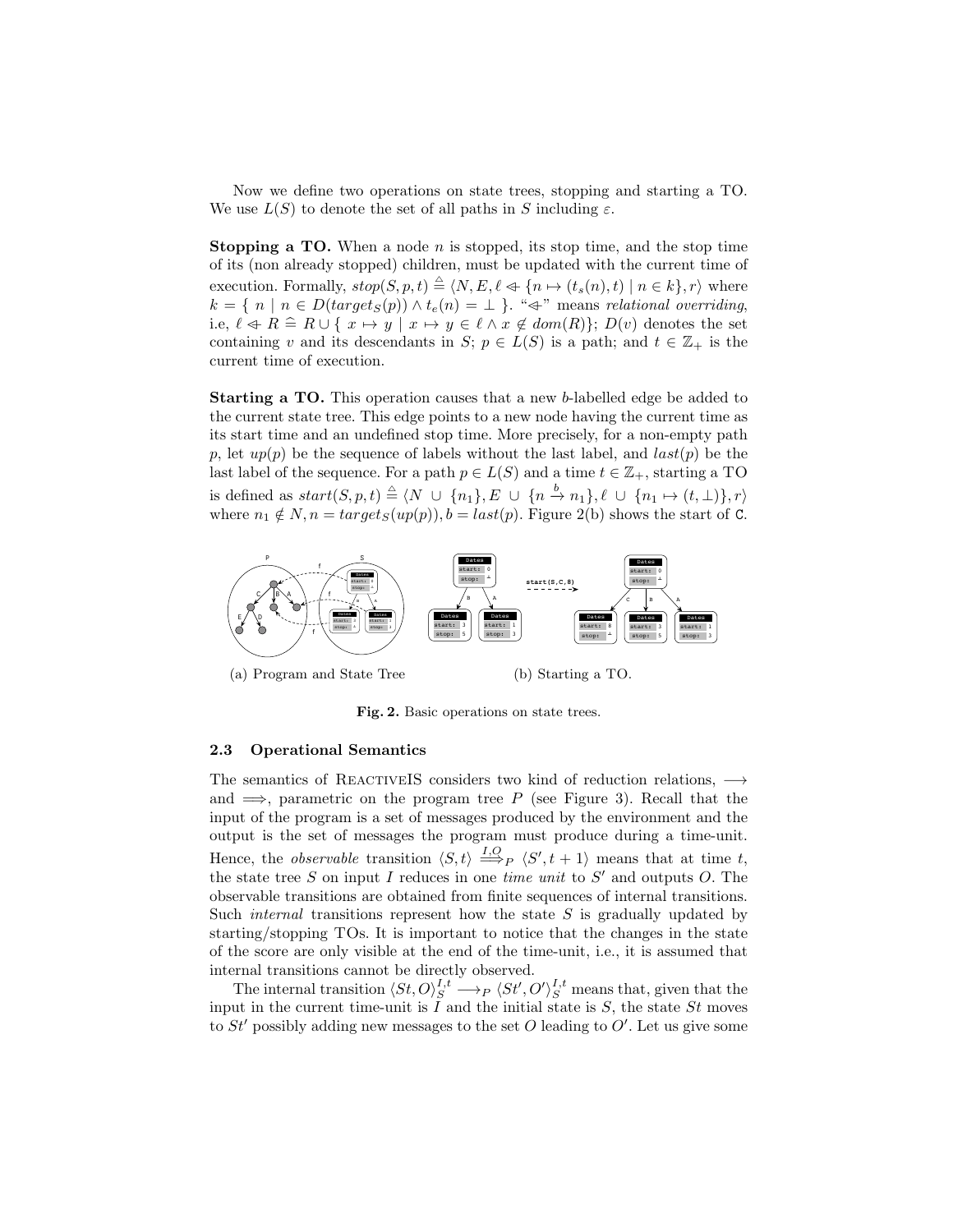Now we define two operations on state trees, stopping and starting a TO. We use $L(S)$ to denote the set of all paths in $S$ including $\varepsilon$.

**Stopping a TO.** When a node $n$ is stopped, its stop time, and the stop time of its (non already stopped) children, must be updated with the current time of execution. Formally, $stop(S, p, t) \triangleq \langle N, E, \ell \Leftarrow \{n \mapsto (t_s(n), t) \mid n \in k\}, r\rangle$ where $k = \{\ n \mid n \in D(target_S(p)) \wedge t_e(n) = \bot\ \}$. "$\Leftarrow$" means *relational overriding*, i.e, $\ell \Leftarrow R \mathrel{\hat{=}} R \cup \{\ x \mapsto y \mid x \mapsto y \in \ell \wedge x \notin dom(R)\}$; $D(v)$ denotes the set containing $v$ and its descendants in $S$; $p \in L(S)$ is a path; and $t \in \mathbb{Z}_+$ is the current time of execution.

**Starting a TO.** This operation causes that a new $b$-labelled edge be added to the current state tree. This edge points to a new node having the current time as its start time and an undefined stop time. More precisely, for a non-empty path $p$, let $up(p)$ be the sequence of labels without the last label, and $last(p)$ be the last label of the sequence. For a path $p \in L(S)$ and a time $t \in \mathbb{Z}_+$, starting a TO is defined as $start(S, p, t) \triangleq \langle N \cup \{n_1\}, E \cup \{n \xrightarrow{b} n_1\}, \ell \cup \{n_1 \mapsto (t, \bot)\}, r\rangle$ where $n_1 \notin N, n = target_S(up(p)), b = last(p)$. Figure 2(b) shows the start of C.

(a) Program and State Tree

(b) Starting a TO.

**Fig. 2.** Basic operations on state trees.

### 2.3 Operational Semantics

The semantics of ReactiveIS considers two kind of reduction relations, $\longrightarrow$ and $\Longrightarrow$, parametric on the program tree $P$ (see Figure 3). Recall that the input of the program is a set of messages produced by the environment and the output is the set of messages the program must produce during a time-unit. Hence, the *observable* transition $\langle S, t\rangle \overset{I,O}{\Longrightarrow}_P \langle S', t+1\rangle$ means that at time $t$, the state tree $S$ on input $I$ reduces in one *time unit* to $S'$ and outputs $O$. The observable transitions are obtained from finite sequences of internal transitions. Such *internal* transitions represent how the state $S$ is gradually updated by starting/stopping TOs. It is important to notice that the changes in the state of the score are only visible at the end of the time-unit, i.e., it is assumed that internal transitions cannot be directly observed.

The internal transition $\langle St, O\rangle_S^{I,t} \longrightarrow_P \langle St', O'\rangle_S^{I,t}$ means that, given that the input in the current time-unit is $I$ and the initial state is $S$, the state $St$ moves to $St'$ possibly adding new messages to the set $O$ leading to $O'$. Let us give some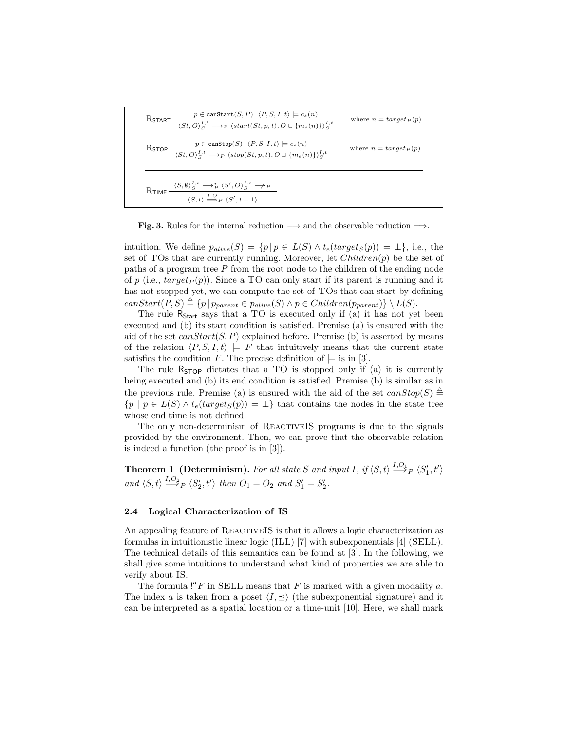$$
\textsc{R}_{\textsf{START}}\ \frac{p \in \texttt{canStart}(S,P) \quad \langle P,S,I,t\rangle \models c_s(n)}{\langle St,O\rangle_S^{I,t} \longrightarrow_P \langle start(St,p,t), O \cup \{m_s(n)\}\rangle_S^{I,t}} \quad \text{where } n = target_P(p)
$$

$$
\textsc{R}_{\textsf{STOP}}\ \frac{p \in \texttt{canStop}(S) \quad \langle P,S,I,t\rangle \models c_e(n)}{\langle St,O\rangle_S^{I,t} \longrightarrow_P \langle stop(St,p,t), O \cup \{m_e(n)\}\rangle_S^{I,t}} \quad \text{where } n = target_P(p)
$$

$$
\textsc{R}_{\textsf{TIME}}\ \frac{\langle S,\emptyset\rangle_S^{I,t} \longrightarrow_P^* \langle S',O\rangle_S^{I,t} \not\longrightarrow_P}{\langle S,t\rangle \overset{I,O}{\Longrightarrow}_P \langle S',t+1\rangle}
$$

**Fig. 3.** Rules for the internal reduction $\longrightarrow$ and the observable reduction $\Longrightarrow$.

intuition. We define $p_{alive}(S) = \{p \,|\, p \in L(S) \wedge t_e(target_S(p)) = \bot\}$, i.e., the set of TOs that are currently running. Moreover, let $Children(p)$ be the set of paths of a program tree $P$ from the root node to the children of the ending node of $p$ (i.e., $target_P(p)$). Since a TO can only start if its parent is running and it has not stopped yet, we can compute the set of TOs that can start by defining $canStart(P,S) \triangleq \{p \,|\, p_{parent} \in p_{alive}(S) \wedge p \in Children(p_{parent})\} \setminus L(S)$.

The rule $\mathsf{R}_{\mathsf{Start}}$ says that a TO is executed only if (a) it has not yet been executed and (b) its start condition is satisfied. Premise (a) is ensured with the aid of the set $canStart(S,P)$ explained before. Premise (b) is asserted by means of the relation $\langle P,S,I,t\rangle \models F$ that intuitively means that the current state satisfies the condition $F$. The precise definition of $\models$ is in [3].

The rule $\mathsf{R}_{\mathsf{STOP}}$ dictates that a TO is stopped only if (a) it is currently being executed and (b) its end condition is satisfied. Premise (b) is similar as in the previous rule. Premise (a) is ensured with the aid of the set $canStop(S) \triangleq \{p \mid p \in L(S) \wedge t_e(target_S(p)) = \bot\}$ that contains the nodes in the state tree whose end time is not defined.

The only non-determinism of ReactiveIS programs is due to the signals provided by the environment. Then, we can prove that the observable relation is indeed a function (the proof is in [3]).

**Theorem 1 (Determinism).** *For all state $S$ and input $I$, if $\langle S,t\rangle \overset{I,O_1}{\Longrightarrow}_P \langle S'_1,t'\rangle$ and $\langle S,t\rangle \overset{I,O_2}{\Longrightarrow}_P \langle S'_2,t'\rangle$ then $O_1 = O_2$ and $S'_1 = S'_2$.*

### 2.4 Logical Characterization of IS

An appealing feature of ReactiveIS is that it allows a logic characterization as formulas in intuitionistic linear logic (ILL) [7] with subexponentials [4] (SELL). The technical details of this semantics can be found at [3]. In the following, we shall give some intuitions to understand what kind of properties we are able to verify about IS.

The formula $!^a F$ in SELL means that $F$ is marked with a given modality $a$. The index $a$ is taken from a poset $\langle I, \preceq\rangle$ (the subexponential signature) and it can be interpreted as a spatial location or a time-unit [10]. Here, we shall mark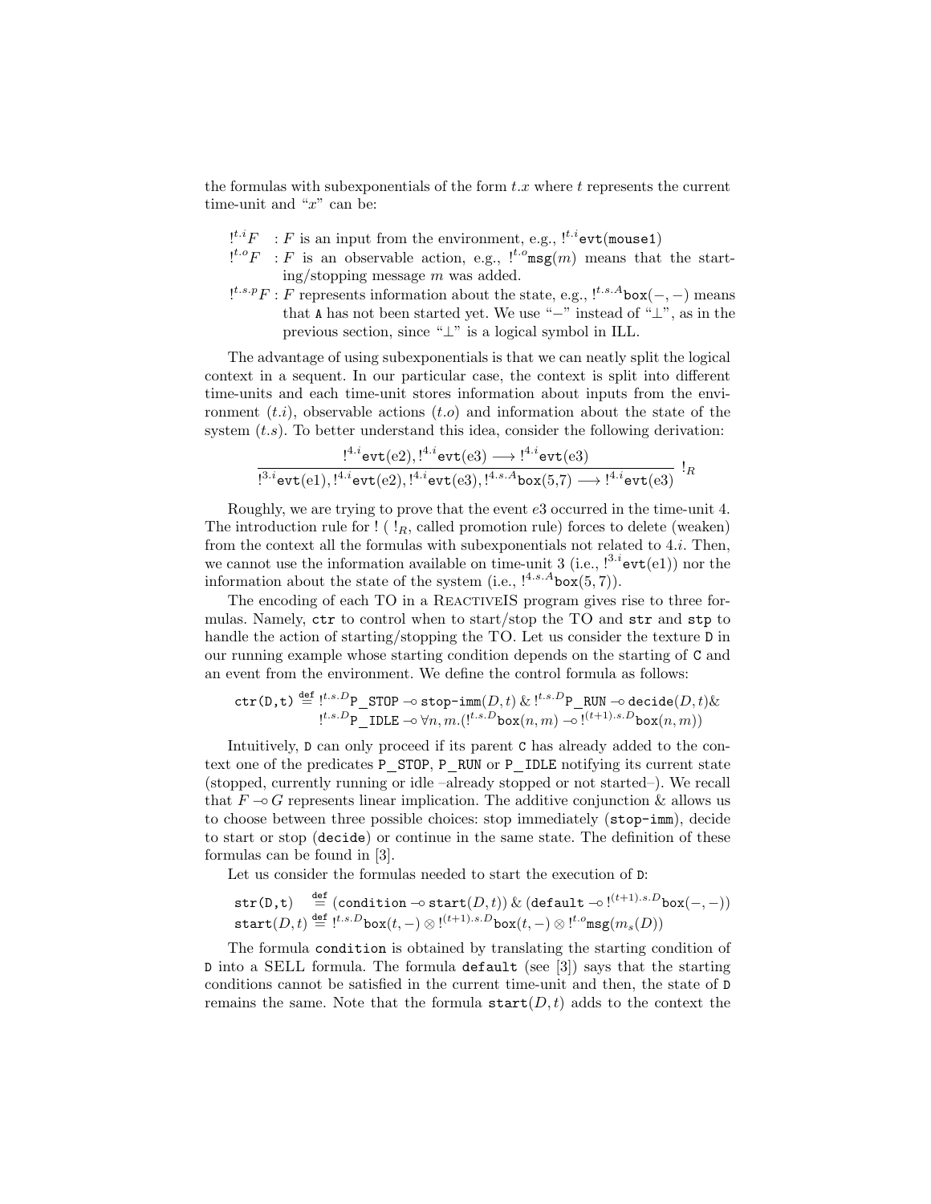the formulas with subexponentials of the form $t.x$ where $t$ represents the current time-unit and "$x$" can be:

- $!^{t.i}F$ : $F$ is an input from the environment, e.g., $!^{t.i}\texttt{evt(mouse1)}$
- $!^{t.o}F$ : $F$ is an observable action, e.g., $!^{t.o}\texttt{msg}(m)$ means that the starting/stopping message $m$ was added.
- $!^{t.s.p}F$ : $F$ represents information about the state, e.g., $!^{t.s.A}\texttt{box}(-,-)$ means that A has not been started yet. We use "$-$" instead of "$\perp$", as in the previous section, since "$\perp$" is a logical symbol in ILL.

The advantage of using subexponentials is that we can neatly split the logical context in a sequent. In our particular case, the context is split into different time-units and each time-unit stores information about inputs from the environment ($t.i$), observable actions ($t.o$) and information about the state of the system ($t.s$). To better understand this idea, consider the following derivation:

$$\frac{!^{4.i}\texttt{evt(e2)}, !^{4.i}\texttt{evt(e3)} \longrightarrow !^{4.i}\texttt{evt(e3)}}{!^{3.i}\texttt{evt(e1)}, !^{4.i}\texttt{evt(e2)}, !^{4.i}\texttt{evt(e3)}, !^{4.s.A}\texttt{box(5,7)} \longrightarrow !^{4.i}\texttt{evt(e3)}} \ !_R$$

Roughly, we are trying to prove that the event $e3$ occurred in the time-unit 4. The introduction rule for ! ( $!_R$, called promotion rule) forces to delete (weaken) from the context all the formulas with subexponentials not related to $4.i$. Then, we cannot use the information available on time-unit 3 (i.e., $!^{3.i}\texttt{evt(e1)}$) nor the information about the state of the system (i.e., $!^{4.s.A}\texttt{box}(5,7)$).

The encoding of each TO in a REACTIVEIS program gives rise to three formulas. Namely, `ctr` to control when to start/stop the TO and `str` and `stp` to handle the action of starting/stopping the TO. Let us consider the texture D in our running example whose starting condition depends on the starting of C and an event from the environment. We define the control formula as follows:

$$\begin{aligned}\texttt{ctr(D,t)} \stackrel{\text{def}}{=} \ & !^{t.s.D}\texttt{P\_STOP} \multimap \texttt{stop-imm}(D,t) \ \& \ !^{t.s.D}\texttt{P\_RUN} \multimap \texttt{decide}(D,t) \& \\ & !^{t.s.D}\texttt{P\_IDLE} \multimap \forall n, m. (!^{t.s.D}\texttt{box}(n,m) \multimap !^{(t+1).s.D}\texttt{box}(n,m))\end{aligned}$$

Intuitively, D can only proceed if its parent C has already added to the context one of the predicates P_STOP, P_RUN or P_IDLE notifying its current state (stopped, currently running or idle –already stopped or not started–). We recall that $F \multimap G$ represents linear implication. The additive conjunction & allows us to choose between three possible choices: stop immediately (`stop-imm`), decide to start or stop (`decide`) or continue in the same state. The definition of these formulas can be found in [3].

Let us consider the formulas needed to start the execution of D:

$$\begin{aligned}\texttt{str(D,t)} \ & \stackrel{\text{def}}{=} (\texttt{condition} \multimap \texttt{start}(D,t)) \ \& \ (\texttt{default} \multimap !^{(t+1).s.D}\texttt{box}(-,-)) \\ \texttt{start}(D,t) & \stackrel{\text{def}}{=} !^{t.s.D}\texttt{box}(t,-) \otimes !^{(t+1).s.D}\texttt{box}(t,-) \otimes !^{t.o}\texttt{msg}(m_s(D))\end{aligned}$$

The formula `condition` is obtained by translating the starting condition of D into a SELL formula. The formula `default` (see [3]) says that the starting conditions cannot be satisfied in the current time-unit and then, the state of D remains the same. Note that the formula $\texttt{start}(D,t)$ adds to the context the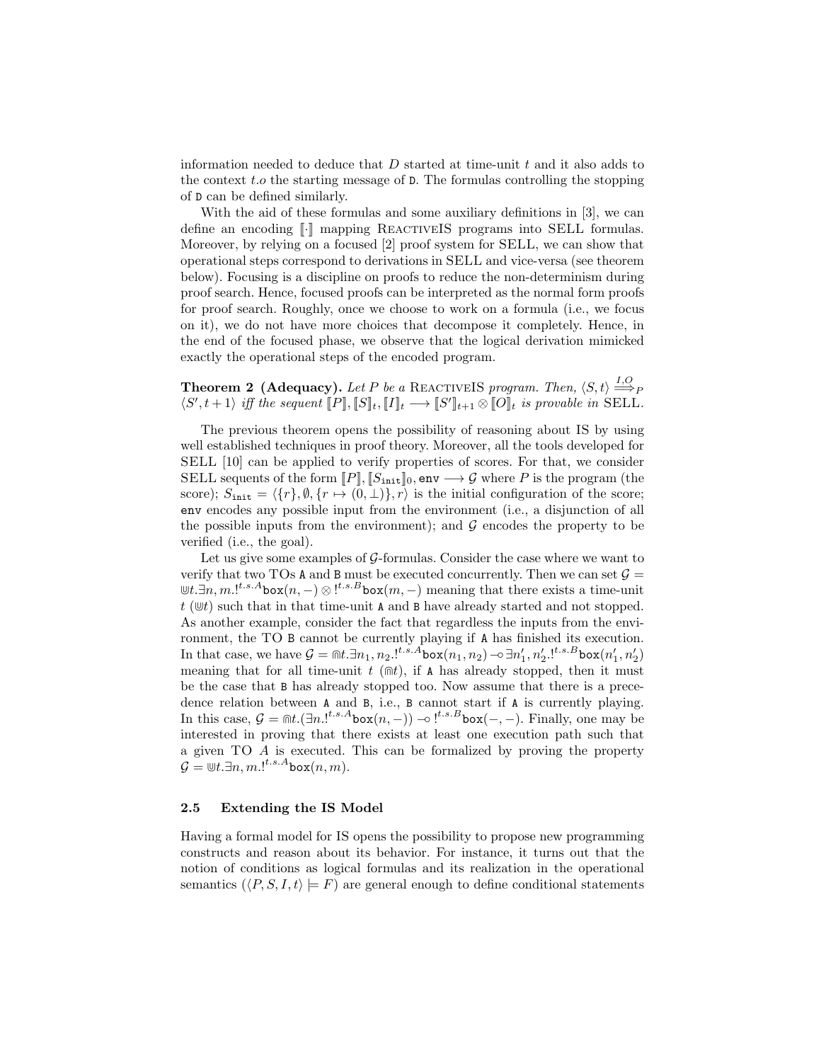information needed to deduce that $D$ started at time-unit $t$ and it also adds to the context $t.o$ the starting message of D. The formulas controlling the stopping of D can be defined similarly.

With the aid of these formulas and some auxiliary definitions in [3], we can define an encoding $[\![\cdot]\!]$ mapping ReactiveIS programs into SELL formulas. Moreover, by relying on a focused [2] proof system for SELL, we can show that operational steps correspond to derivations in SELL and vice-versa (see theorem below). Focusing is a discipline on proofs to reduce the non-determinism during proof search. Hence, focused proofs can be interpreted as the normal form proofs for proof search. Roughly, once we choose to work on a formula (i.e., we focus on it), we do not have more choices that decompose it completely. Hence, in the end of the focused phase, we observe that the logical derivation mimicked exactly the operational steps of the encoded program.

**Theorem 2 (Adequacy).** *Let $P$ be a ReactiveIS program. Then, $\langle S, t\rangle \overset{I,O}{\Longrightarrow}_P \langle S', t+1\rangle$ iff the sequent $[\![P]\!], [\![S]\!]_t, [\![I]\!]_t \longrightarrow [\![S']\!]_{t+1} \otimes [\![O]\!]_t$ is provable in* SELL.

The previous theorem opens the possibility of reasoning about IS by using well established techniques in proof theory. Moreover, all the tools developed for SELL [10] can be applied to verify properties of scores. For that, we consider SELL sequents of the form $[\![P]\!], [\![S_{\mathtt{init}}]\!]_0, \mathtt{env} \longrightarrow \mathcal{G}$ where $P$ is the program (the score); $S_{\mathtt{init}} = \langle\{r\}, \emptyset, \{r \mapsto (0, \bot)\}, r\rangle$ is the initial configuration of the score; env encodes any possible input from the environment (i.e., a disjunction of all the possible inputs from the environment); and $\mathcal{G}$ encodes the property to be verified (i.e., the goal).

Let us give some examples of $\mathcal{G}$-formulas. Consider the case where we want to verify that two TOs A and B must be executed concurrently. Then we can set $\mathcal{G} = \Cup t.\exists n, m.!^{t.s.A}\mathtt{box}(n, -) \otimes !^{t.s.B}\mathtt{box}(m, -)$ meaning that there exists a time-unit $t$ ($\Cup t$) such that in that time-unit A and B have already started and not stopped. As another example, consider the fact that regardless the inputs from the environment, the TO B cannot be currently playing if A has finished its execution. In that case, we have $\mathcal{G} = \Cap t.\exists n_1, n_2.!^{t.s.A}\mathtt{box}(n_1, n_2) \multimap \exists n_1', n_2'.!^{t.s.B}\mathtt{box}(n_1', n_2')$ meaning that for all time-unit $t$ ($\Cap t$), if A has already stopped, then it must be the case that B has already stopped too. Now assume that there is a precedence relation between A and B, i.e., B cannot start if A is currently playing. In this case, $\mathcal{G} = \Cap t.(\exists n.!^{t.s.A}\mathtt{box}(n, -)) \multimap !^{t.s.B}\mathtt{box}(-, -)$. Finally, one may be interested in proving that there exists at least one execution path such that a given TO $A$ is executed. This can be formalized by proving the property $\mathcal{G} = \Cup t.\exists n, m.!^{t.s.A}\mathtt{box}(n, m)$.

### 2.5 Extending the IS Model

Having a formal model for IS opens the possibility to propose new programming constructs and reason about its behavior. For instance, it turns out that the notion of conditions as logical formulas and its realization in the operational semantics ($\langle P, S, I, t\rangle \models F$) are general enough to define conditional statements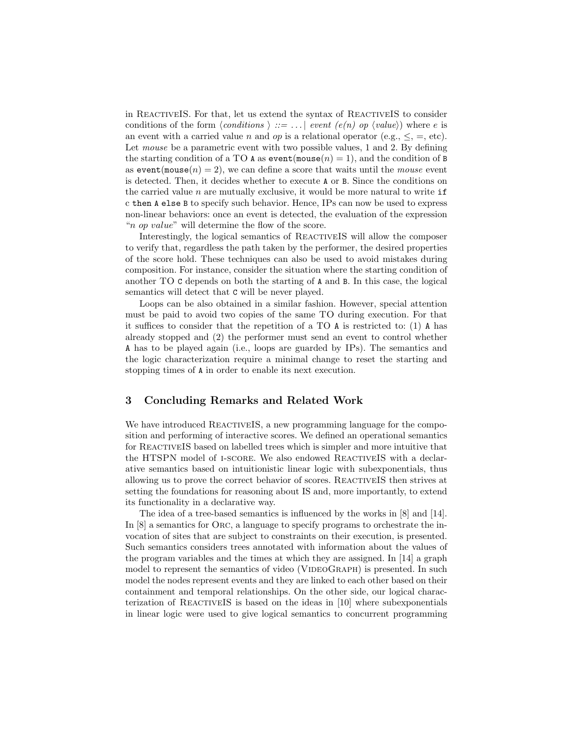in ReactiveIS. For that, let us extend the syntax of ReactiveIS to consider conditions of the form $\langle conditions\ \rangle$ ::= ... | *event (e(n) op* $\langle value \rangle$*)* where $e$ is an event with a carried value $n$ and *op* is a relational operator (e.g., $\leq$, $=$, etc). Let *mouse* be a parametric event with two possible values, 1 and 2. By defining the starting condition of a TO `A` as $\texttt{event}(\texttt{mouse}(n) = 1)$, and the condition of `B` as $\texttt{event}(\texttt{mouse}(n) = 2)$, we can define a score that waits until the *mouse* event is detected. Then, it decides whether to execute `A` or `B`. Since the conditions on the carried value $n$ are mutually exclusive, it would be more natural to write `if c then A else B` to specify such behavior. Hence, IPs can now be used to express non-linear behaviors: once an event is detected, the evaluation of the expression "*n op value*" will determine the flow of the score.

Interestingly, the logical semantics of ReactiveIS will allow the composer to verify that, regardless the path taken by the performer, the desired properties of the score hold. These techniques can also be used to avoid mistakes during composition. For instance, consider the situation where the starting condition of another TO `C` depends on both the starting of `A` and `B`. In this case, the logical semantics will detect that `C` will be never played.

Loops can be also obtained in a similar fashion. However, special attention must be paid to avoid two copies of the same TO during execution. For that it suffices to consider that the repetition of a TO `A` is restricted to: (1) `A` has already stopped and (2) the performer must send an event to control whether `A` has to be played again (i.e., loops are guarded by IPs). The semantics and the logic characterization require a minimal change to reset the starting and stopping times of `A` in order to enable its next execution.

## 3 Concluding Remarks and Related Work

We have introduced ReactiveIS, a new programming language for the composition and performing of interactive scores. We defined an operational semantics for ReactiveIS based on labelled trees which is simpler and more intuitive that the HTSPN model of i-score. We also endowed ReactiveIS with a declarative semantics based on intuitionistic linear logic with subexponentials, thus allowing us to prove the correct behavior of scores. ReactiveIS then strives at setting the foundations for reasoning about IS and, more importantly, to extend its functionality in a declarative way.

The idea of a tree-based semantics is influenced by the works in [8] and [14]. In [8] a semantics for Orc, a language to specify programs to orchestrate the invocation of sites that are subject to constraints on their execution, is presented. Such semantics considers trees annotated with information about the values of the program variables and the times at which they are assigned. In [14] a graph model to represent the semantics of video (VideoGraph) is presented. In such model the nodes represent events and they are linked to each other based on their containment and temporal relationships. On the other side, our logical characterization of ReactiveIS is based on the ideas in [10] where subexponentials in linear logic were used to give logical semantics to concurrent programming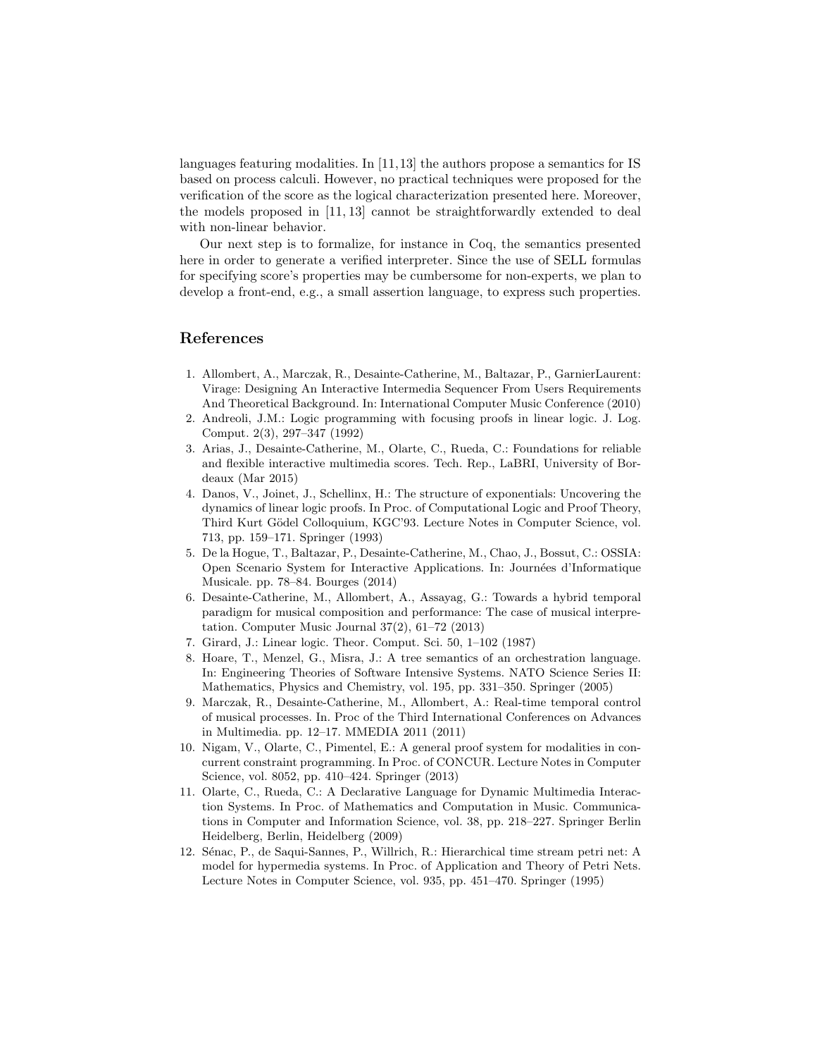languages featuring modalities. In [11, 13] the authors propose a semantics for IS based on process calculi. However, no practical techniques were proposed for the verification of the score as the logical characterization presented here. Moreover, the models proposed in [11, 13] cannot be straightforwardly extended to deal with non-linear behavior.

Our next step is to formalize, for instance in Coq, the semantics presented here in order to generate a verified interpreter. Since the use of SELL formulas for specifying score's properties may be cumbersome for non-experts, we plan to develop a front-end, e.g., a small assertion language, to express such properties.

## References

1. Allombert, A., Marczak, R., Desainte-Catherine, M., Baltazar, P., GarnierLaurent: Virage: Designing An Interactive Intermedia Sequencer From Users Requirements And Theoretical Background. In: International Computer Music Conference (2010)
2. Andreoli, J.M.: Logic programming with focusing proofs in linear logic. J. Log. Comput. 2(3), 297–347 (1992)
3. Arias, J., Desainte-Catherine, M., Olarte, C., Rueda, C.: Foundations for reliable and flexible interactive multimedia scores. Tech. Rep., LaBRI, University of Bordeaux (Mar 2015)
4. Danos, V., Joinet, J., Schellinx, H.: The structure of exponentials: Uncovering the dynamics of linear logic proofs. In Proc. of Computational Logic and Proof Theory, Third Kurt Gödel Colloquium, KGC'93. Lecture Notes in Computer Science, vol. 713, pp. 159–171. Springer (1993)
5. De la Hogue, T., Baltazar, P., Desainte-Catherine, M., Chao, J., Bossut, C.: OSSIA: Open Scenario System for Interactive Applications. In: Journées d'Informatique Musicale. pp. 78–84. Bourges (2014)
6. Desainte-Catherine, M., Allombert, A., Assayag, G.: Towards a hybrid temporal paradigm for musical composition and performance: The case of musical interpretation. Computer Music Journal 37(2), 61–72 (2013)
7. Girard, J.: Linear logic. Theor. Comput. Sci. 50, 1–102 (1987)
8. Hoare, T., Menzel, G., Misra, J.: A tree semantics of an orchestration language. In: Engineering Theories of Software Intensive Systems. NATO Science Series II: Mathematics, Physics and Chemistry, vol. 195, pp. 331–350. Springer (2005)
9. Marczak, R., Desainte-Catherine, M., Allombert, A.: Real-time temporal control of musical processes. In. Proc of the Third International Conferences on Advances in Multimedia. pp. 12–17. MMEDIA 2011 (2011)
10. Nigam, V., Olarte, C., Pimentel, E.: A general proof system for modalities in concurrent constraint programming. In Proc. of CONCUR. Lecture Notes in Computer Science, vol. 8052, pp. 410–424. Springer (2013)
11. Olarte, C., Rueda, C.: A Declarative Language for Dynamic Multimedia Interaction Systems. In Proc. of Mathematics and Computation in Music. Communications in Computer and Information Science, vol. 38, pp. 218–227. Springer Berlin Heidelberg, Berlin, Heidelberg (2009)
12. Sénac, P., de Saqui-Sannes, P., Willrich, R.: Hierarchical time stream petri net: A model for hypermedia systems. In Proc. of Application and Theory of Petri Nets. Lecture Notes in Computer Science, vol. 935, pp. 451–470. Springer (1995)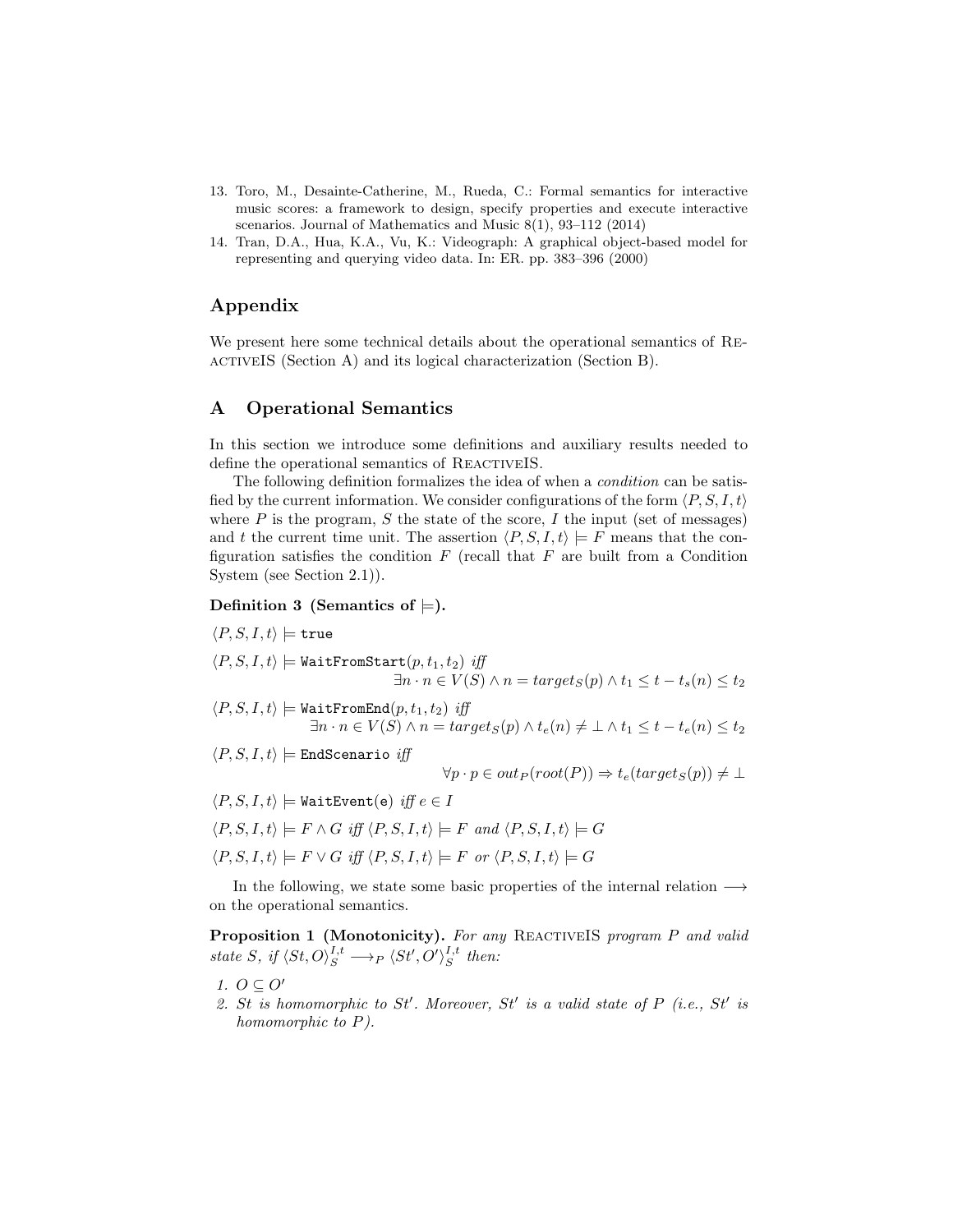13. Toro, M., Desainte-Catherine, M., Rueda, C.: Formal semantics for interactive music scores: a framework to design, specify properties and execute interactive scenarios. Journal of Mathematics and Music 8(1), 93–112 (2014)
14. Tran, D.A., Hua, K.A., Vu, K.: Videograph: A graphical object-based model for representing and querying video data. In: ER. pp. 383–396 (2000)

## Appendix

We present here some technical details about the operational semantics of ReactiveIS (Section A) and its logical characterization (Section B).

## A Operational Semantics

In this section we introduce some definitions and auxiliary results needed to define the operational semantics of ReactiveIS.

The following definition formalizes the idea of when a *condition* can be satisfied by the current information. We consider configurations of the form $\langle P, S, I, t\rangle$ where $P$ is the program, $S$ the state of the score, $I$ the input (set of messages) and $t$ the current time unit. The assertion $\langle P, S, I, t\rangle \models F$ means that the configuration satisfies the condition $F$ (recall that $F$ are built from a Condition System (see Section 2.1)).

**Definition 3 (Semantics of $\models$).**

$\langle P, S, I, t\rangle \models \texttt{true}$

$\langle P, S, I, t\rangle \models \texttt{WaitFromStart}(p, t_1, t_2)$ *iff*
$$\exists n \cdot n \in V(S) \wedge n = target_S(p) \wedge t_1 \leq t - t_s(n) \leq t_2$$

$\langle P, S, I, t\rangle \models \texttt{WaitFromEnd}(p, t_1, t_2)$ *iff*
$$\exists n \cdot n \in V(S) \wedge n = target_S(p) \wedge t_e(n) \neq \bot \wedge t_1 \leq t - t_e(n) \leq t_2$$

$\langle P, S, I, t\rangle \models \texttt{EndScenario}$ *iff*
$$\forall p \cdot p \in out_P(root(P)) \Rightarrow t_e(target_S(p)) \neq \bot$$

$\langle P, S, I, t\rangle \models \texttt{WaitEvent(e)}$ *iff* $e \in I$

$\langle P, S, I, t\rangle \models F \wedge G$ *iff* $\langle P, S, I, t\rangle \models F$ *and* $\langle P, S, I, t\rangle \models G$

$\langle P, S, I, t\rangle \models F \vee G$ *iff* $\langle P, S, I, t\rangle \models F$ *or* $\langle P, S, I, t\rangle \models G$

In the following, we state some basic properties of the internal relation $\longrightarrow$ on the operational semantics.

**Proposition 1 (Monotonicity).** *For any* ReactiveIS *program $P$ and valid state $S$, if $\langle St, O\rangle_S^{I,t} \longrightarrow_P \langle St', O'\rangle_S^{I,t}$ then:*

1. $O \subseteq O'$
2. *$St$ is homomorphic to $St'$. Moreover, $St'$ is a valid state of $P$ (i.e., $St'$ is homomorphic to $P$).*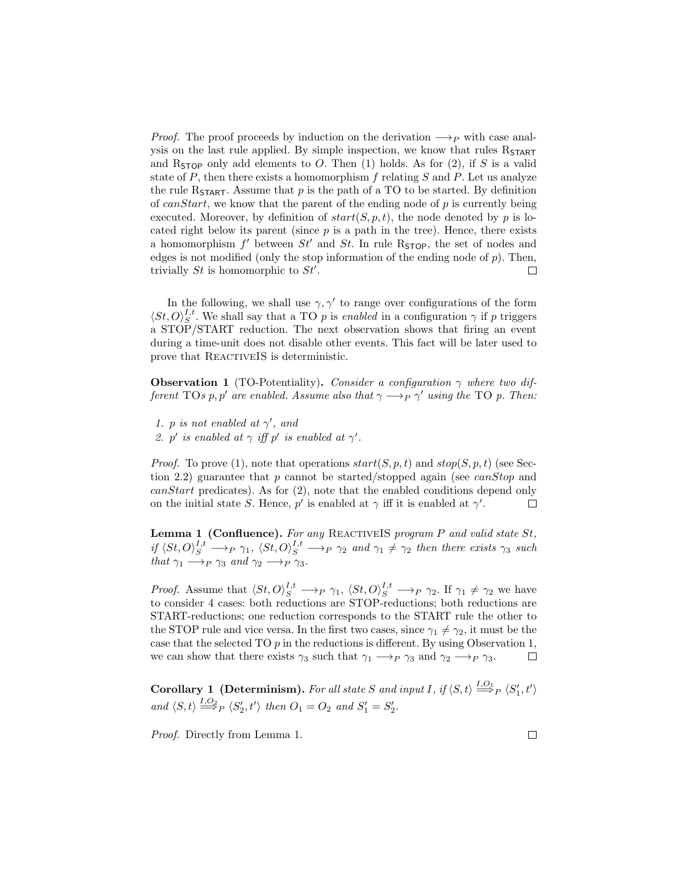*Proof.* The proof proceeds by induction on the derivation $\longrightarrow_P$ with case analysis on the last rule applied. By simple inspection, we know that rules $\text{R}_{\textsf{START}}$ and $\text{R}_{\textsf{STOP}}$ only add elements to $O$. Then (1) holds. As for (2), if $S$ is a valid state of $P$, then there exists a homomorphism $f$ relating $S$ and $P$. Let us analyze the rule $\text{R}_{\textsf{START}}$. Assume that $p$ is the path of a TO to be started. By definition of *canStart*, we know that the parent of the ending node of $p$ is currently being executed. Moreover, by definition of $start(S, p, t)$, the node denoted by $p$ is located right below its parent (since $p$ is a path in the tree). Hence, there exists a homomorphism $f'$ between $St'$ and $St$. In rule $\text{R}_{\textsf{STOP}}$, the set of nodes and edges is not modified (only the stop information of the ending node of $p$). Then, trivially $St$ is homomorphic to $St'$. □

In the following, we shall use $\gamma, \gamma'$ to range over configurations of the form $\langle St, O\rangle_S^{I,t}$. We shall say that a TO $p$ is *enabled* in a configuration $\gamma$ if $p$ triggers a STOP/START reduction. The next observation shows that firing an event during a time-unit does not disable other events. This fact will be later used to prove that ReactiveIS is deterministic.

**Observation 1** (TO-Potentiality). *Consider a configuration $\gamma$ where two different* TO*s $p, p'$ are enabled. Assume also that $\gamma \longrightarrow_P \gamma'$ using the* TO *$p$. Then:*

1. *$p$ is not enabled at $\gamma'$, and*
2. *$p'$ is enabled at $\gamma$ iff $p'$ is enabled at $\gamma'$.*

*Proof.* To prove (1), note that operations $start(S, p, t)$ and $stop(S, p, t)$ (see Section 2.2) guarantee that $p$ cannot be started/stopped again (see *canStop* and *canStart* predicates). As for (2), note that the enabled conditions depend only on the initial state $S$. Hence, $p'$ is enabled at $\gamma$ iff it is enabled at $\gamma'$. □

**Lemma 1 (Confluence).** *For any* ReactiveIS *program $P$ and valid state $St$, if $\langle St, O\rangle_S^{I,t} \longrightarrow_P \gamma_1$, $\langle St, O\rangle_S^{I,t} \longrightarrow_P \gamma_2$ and $\gamma_1 \neq \gamma_2$ then there exists $\gamma_3$ such that $\gamma_1 \longrightarrow_P \gamma_3$ and $\gamma_2 \longrightarrow_P \gamma_3$.*

*Proof.* Assume that $\langle St, O\rangle_S^{I,t} \longrightarrow_P \gamma_1$, $\langle St, O\rangle_S^{I,t} \longrightarrow_P \gamma_2$. If $\gamma_1 \neq \gamma_2$ we have to consider 4 cases: both reductions are STOP-reductions; both reductions are START-reductions; one reduction corresponds to the START rule the other to the STOP rule and vice versa. In the first two cases, since $\gamma_1 \neq \gamma_2$, it must be the case that the selected TO $p$ in the reductions is different. By using Observation 1, we can show that there exists $\gamma_3$ such that $\gamma_1 \longrightarrow_P \gamma_3$ and $\gamma_2 \longrightarrow_P \gamma_3$. □

**Corollary 1 (Determinism).** *For all state $S$ and input $I$, if $\langle S, t\rangle \stackrel{I,O_1}{\Longrightarrow}_P \langle S_1', t'\rangle$ and $\langle S, t\rangle \stackrel{I,O_2}{\Longrightarrow}_P \langle S_2', t'\rangle$ then $O_1 = O_2$ and $S_1' = S_2'$.*

*Proof.* Directly from Lemma 1. □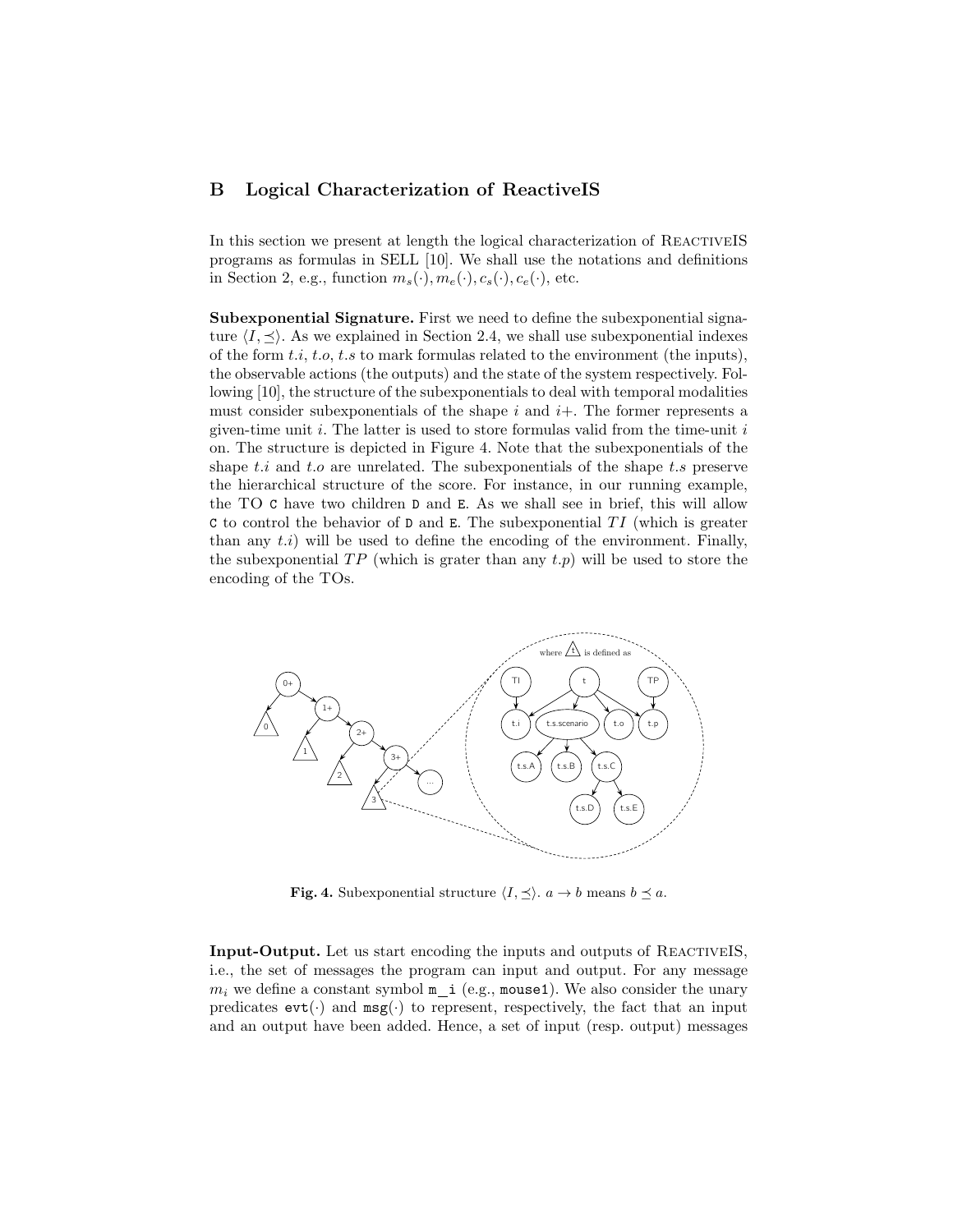## B Logical Characterization of ReactiveIS

In this section we present at length the logical characterization of ReactiveIS programs as formulas in SELL [10]. We shall use the notations and definitions in Section 2, e.g., function $m_s(\cdot), m_e(\cdot), c_s(\cdot), c_e(\cdot)$, etc.

**Subexponential Signature.** First we need to define the subexponential signature $\langle I, \preceq \rangle$. As we explained in Section 2.4, we shall use subexponential indexes of the form $t.i$, $t.o$, $t.s$ to mark formulas related to the environment (the inputs), the observable actions (the outputs) and the state of the system respectively. Following [10], the structure of the subexponentials to deal with temporal modalities must consider subexponentials of the shape $i$ and $i+$. The former represents a given-time unit $i$. The latter is used to store formulas valid from the time-unit $i$ on. The structure is depicted in Figure 4. Note that the subexponentials of the shape $t.i$ and $t.o$ are unrelated. The subexponentials of the shape $t.s$ preserve the hierarchical structure of the score. For instance, in our running example, the TO `C` have two children `D` and `E`. As we shall see in brief, this will allow `C` to control the behavior of `D` and `E`. The subexponential $TI$ (which is greater than any $t.i$) will be used to define the encoding of the environment. Finally, the subexponential $TP$ (which is grater than any $t.p$) will be used to store the encoding of the TOs.

**Fig. 4.** Subexponential structure $\langle I, \preceq \rangle$. $a \rightarrow b$ means $b \preceq a$.

**Input-Output.** Let us start encoding the inputs and outputs of ReactiveIS, i.e., the set of messages the program can input and output. For any message $m_i$ we define a constant symbol `m_i` (e.g., `mouse1`). We also consider the unary predicates `evt(·)` and `msg(·)` to represent, respectively, the fact that an input and an output have been added. Hence, a set of input (resp. output) messages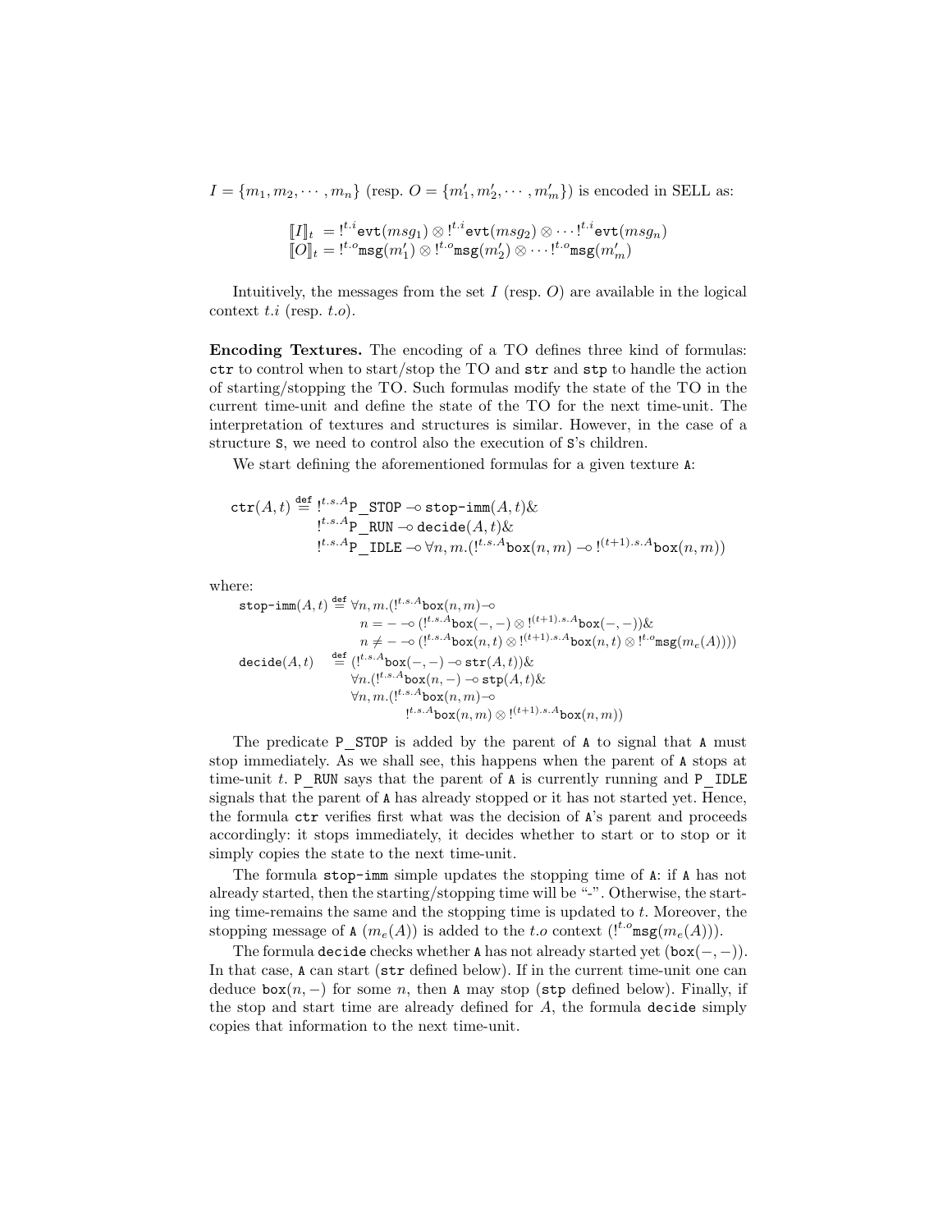$I = \{m_1, m_2, \cdots, m_n\}$ (resp. $O = \{m'_1, m'_2, \cdots, m'_m\}$) is encoded in SELL as:

$$
\begin{array}{l}
[\![I]\!]_t \;= !^{t.i}\mathtt{evt}(msg_1) \otimes !^{t.i}\mathtt{evt}(msg_2) \otimes \cdots !^{t.i}\mathtt{evt}(msg_n) \\
[\![O]\!]_t = !^{t.o}\mathtt{msg}(m'_1) \otimes !^{t.o}\mathtt{msg}(m'_2) \otimes \cdots !^{t.o}\mathtt{msg}(m'_m)
\end{array}
$$

Intuitively, the messages from the set $I$ (resp. $O$) are available in the logical context $t.i$ (resp. $t.o$).

**Encoding Textures.** The encoding of a TO defines three kind of formulas: `ctr` to control when to start/stop the TO and `str` and `stp` to handle the action of starting/stopping the TO. Such formulas modify the state of the TO in the current time-unit and define the state of the TO for the next time-unit. The interpretation of textures and structures is similar. However, in the case of a structure `S`, we need to control also the execution of `S`'s children.

We start defining the aforementioned formulas for a given texture `A`:

$$
\begin{array}{rl}
\mathtt{ctr}(A,t) \overset{\mathtt{def}}{=} & !^{t.s.A}\mathtt{P\_STOP} \multimap \mathtt{stop\text{-}imm}(A,t) \& \\
& !^{t.s.A}\mathtt{P\_RUN} \multimap \mathtt{decide}(A,t) \& \\
& !^{t.s.A}\mathtt{P\_IDLE} \multimap \forall n, m.(!^{t.s.A}\mathtt{box}(n,m) \multimap !^{(t+1).s.A}\mathtt{box}(n,m))
\end{array}
$$

where:

$$
\begin{array}{rl}
\mathtt{stop\text{-}imm}(A,t) \overset{\mathtt{def}}{=} & \forall n, m.(!^{t.s.A}\mathtt{box}(n,m) \multimap \\
& \quad n = - \multimap (!^{t.s.A}\mathtt{box}(-,-) \otimes !^{(t+1).s.A}\mathtt{box}(-,-)) \& \\
& \quad n \neq - \multimap (!^{t.s.A}\mathtt{box}(n,t) \otimes !^{(t+1).s.A}\mathtt{box}(n,t) \otimes !^{t.o}\mathtt{msg}(m_e(A)))) \\
\mathtt{decide}(A,t) \overset{\mathtt{def}}{=} & (!^{t.s.A}\mathtt{box}(-,-) \multimap \mathtt{str}(A,t)) \& \\
& \forall n.(!^{t.s.A}\mathtt{box}(n,-) \multimap \mathtt{stp}(A,t) \& \\
& \forall n, m.(!^{t.s.A}\mathtt{box}(n,m) \multimap \\
& \qquad !^{t.s.A}\mathtt{box}(n,m) \otimes !^{(t+1).s.A}\mathtt{box}(n,m))
\end{array}
$$

The predicate `P_STOP` is added by the parent of `A` to signal that `A` must stop immediately. As we shall see, this happens when the parent of `A` stops at time-unit $t$. `P_RUN` says that the parent of `A` is currently running and `P_IDLE` signals that the parent of `A` has already stopped or it has not started yet. Hence, the formula `ctr` verifies first what was the decision of `A`'s parent and proceeds accordingly: it stops immediately, it decides whether to start or to stop or it simply copies the state to the next time-unit.

The formula `stop-imm` simple updates the stopping time of `A`: if `A` has not already started, then the starting/stopping time will be "-". Otherwise, the starting time-remains the same and the stopping time is updated to $t$. Moreover, the stopping message of `A` ($m_e(A)$) is added to the $t.o$ context ($!^{t.o}\mathtt{msg}(m_e(A))$).

The formula `decide` checks whether `A` has not already started yet ($\mathtt{box}(-,-)$). In that case, `A` can start (`str` defined below). If in the current time-unit one can deduce $\mathtt{box}(n,-)$ for some $n$, then `A` may stop (`stp` defined below). Finally, if the stop and start time are already defined for $A$, the formula `decide` simply copies that information to the next time-unit.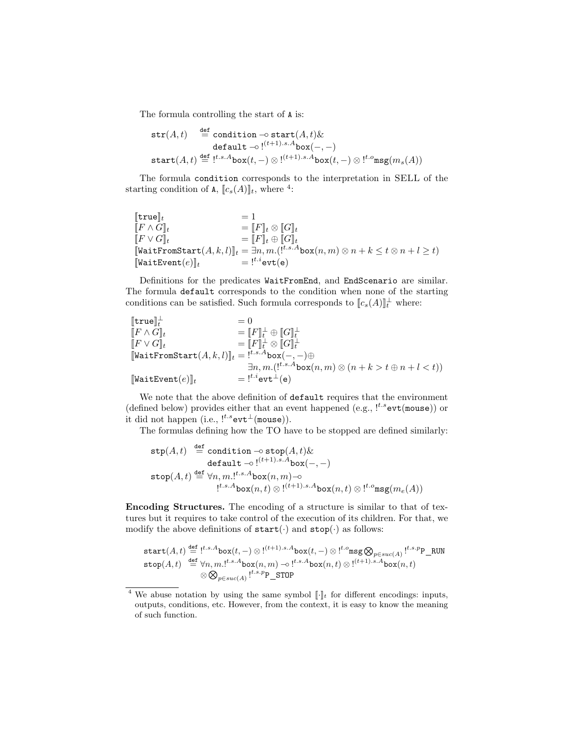The formula controlling the start of `A` is:

$$
\begin{aligned}
\mathtt{str}(A,t) \quad &\stackrel{\text{def}}{=} \mathtt{condition} \multimap \mathtt{start}(A,t) \& \\
&\quad\; \mathtt{default} \multimap !^{(t+1).s.A}\mathtt{box}(-,-) \\
\mathtt{start}(A,t) &\stackrel{\text{def}}{=} !^{t.s.A}\mathtt{box}(t,-) \otimes !^{(t+1).s.A}\mathtt{box}(t,-) \otimes !^{t.o}\mathtt{msg}(m_s(A))
\end{aligned}
$$

The formula `condition` corresponds to the interpretation in SELL of the starting condition of `A`, $[\![c_s(A)]\!]_t$, where [4]:

$$
\begin{aligned}
&[\![\mathtt{true}]\!]_t && = 1 \\
&[\![F \wedge G]\!]_t && = [\![F]\!]_t \otimes [\![G]\!]_t \\
&[\![F \vee G]\!]_t && = [\![F]\!]_t \oplus [\![G]\!]_t \\
&[\![\mathtt{WaitFromStart}(A,k,l)]\!]_t && = \exists n, m.(!^{t.s.A}\mathtt{box}(n,m) \otimes n+k \leq t \otimes n+l \geq t) \\
&[\![\mathtt{WaitEvent}(e)]\!]_t && = !^{t.i}\mathtt{evt}(\mathtt{e})
\end{aligned}
$$

Definitions for the predicates `WaitFromEnd`, and `EndScenario` are similar. The formula `default` corresponds to the condition when none of the starting conditions can be satisfied. Such formula corresponds to $[\![c_s(A)]\!]_t^{\perp}$ where:

$$
\begin{aligned}
&[\![\mathtt{true}]\!]_t^{\perp} && = 0 \\
&[\![F \wedge G]\!]_t && = [\![F]\!]_t^{\perp} \oplus [\![G]\!]_t^{\perp} \\
&[\![F \vee G]\!]_t && = [\![F]\!]_t^{\perp} \otimes [\![G]\!]_t^{\perp} \\
&[\![\mathtt{WaitFromStart}(A,k,l)]\!]_t && = !^{t.s.A}\mathtt{box}(-,-) \oplus \\
& && \quad\; \exists n, m.(!^{t.s.A}\mathtt{box}(n,m) \otimes (n+k > t \oplus n+l < t)) \\
&[\![\mathtt{WaitEvent}(e)]\!]_t && = !^{t.i}\mathtt{evt}^{\perp}(\mathtt{e})
\end{aligned}
$$

We note that the above definition of `default` requires that the environment (defined below) provides either that an event happened (e.g., $!^{t.s}\mathtt{evt}(\mathtt{mouse})$) or it did not happen (i.e., $!^{t.s}\mathtt{evt}^{\perp}(\mathtt{mouse})$).

The formulas defining how the TO have to be stopped are defined similarly:

$$
\begin{aligned}
\mathtt{stp}(A,t) \; &\stackrel{\text{def}}{=} \mathtt{condition} \multimap \mathtt{stop}(A,t) \& \\
&\quad\; \mathtt{default} \multimap !^{(t+1).s.A}\mathtt{box}(-,-) \\
\mathtt{stop}(A,t) &\stackrel{\text{def}}{=} \forall n, m. !^{t.s.A}\mathtt{box}(n,m) \multimap \\
&\quad\quad !^{t.s.A}\mathtt{box}(n,t) \otimes !^{(t+1).s.A}\mathtt{box}(n,t) \otimes !^{t.o}\mathtt{msg}(m_e(A))
\end{aligned}
$$

**Encoding Structures.** The encoding of a structure is similar to that of textures but it requires to take control of the execution of its children. For that, we modify the above definitions of $\mathtt{start}(\cdot)$ and $\mathtt{stop}(\cdot)$ as follows:

$$
\begin{aligned}
\mathtt{start}(A,t) &\stackrel{\text{def}}{=} !^{t.s.A}\mathtt{box}(t,-) \otimes !^{(t+1).s.A}\mathtt{box}(t,-) \otimes !^{t.o}\mathtt{msg} \textstyle\bigotimes_{p \in suc(A)} !^{t.s.p}\mathtt{P\_RUN} \\
\mathtt{stop}(A,t) \; &\stackrel{\text{def}}{=} \forall n, m. !^{t.s.A}\mathtt{box}(n,m) \multimap !^{t.s.A}\mathtt{box}(n,t) \otimes !^{(t+1).s.A}\mathtt{box}(n,t) \\
&\quad\; \otimes \textstyle\bigotimes_{p \in suc(A)} !^{t.s.p}\mathtt{P\_STOP}
\end{aligned}
$$

---

[4] We abuse notation by using the same symbol $[\![\cdot]\!]_t$ for different encodings: inputs, outputs, conditions, etc. However, from the context, it is easy to know the meaning of such function.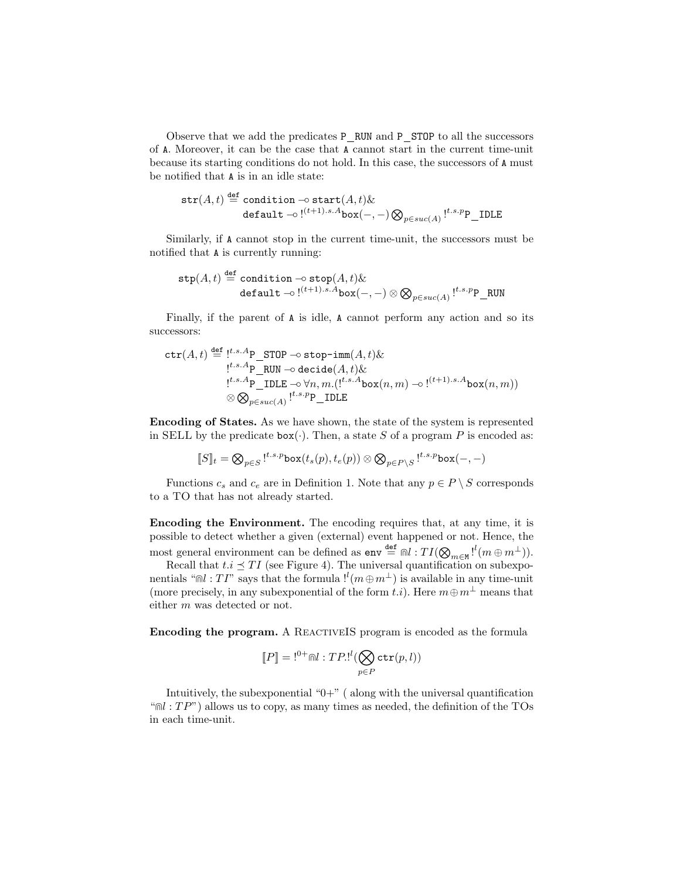Observe that we add the predicates P_RUN and P_STOP to all the successors of A. Moreover, it can be the case that A cannot start in the current time-unit because its starting conditions do not hold. In this case, the successors of A must be notified that A is in an idle state:

$$\begin{aligned}\mathtt{str}(A,t) &\stackrel{\text{def}}{=} \mathtt{condition} \multimap \mathtt{start}(A,t) \& \\ &\quad \mathtt{default} \multimap !^{(t+1).s.A}\mathtt{box}(-,-) \bigotimes_{p \in suc(A)} !^{t.s.p}\mathtt{P\_IDLE}\end{aligned}$$

Similarly, if A cannot stop in the current time-unit, the successors must be notified that A is currently running:

$$\begin{aligned}\mathtt{stp}(A,t) &\stackrel{\text{def}}{=} \mathtt{condition} \multimap \mathtt{stop}(A,t) \& \\ &\quad \mathtt{default} \multimap !^{(t+1).s.A}\mathtt{box}(-,-) \otimes \bigotimes_{p \in suc(A)} !^{t.s.p}\mathtt{P\_RUN}\end{aligned}$$

Finally, if the parent of A is idle, A cannot perform any action and so its successors:

$$\begin{aligned}\mathtt{ctr}(A,t) &\stackrel{\text{def}}{=} !^{t.s.A}\mathtt{P\_STOP} \multimap \mathtt{stop\text{-}imm}(A,t) \& \\ &\quad !^{t.s.A}\mathtt{P\_RUN} \multimap \mathtt{decide}(A,t) \& \\ &\quad !^{t.s.A}\mathtt{P\_IDLE} \multimap \forall n,m.(!^{t.s.A}\mathtt{box}(n,m) \multimap !^{(t+1).s.A}\mathtt{box}(n,m)) \\ &\quad \otimes \bigotimes_{p \in suc(A)} !^{t.s.p}\mathtt{P\_IDLE}\end{aligned}$$

**Encoding of States.** As we have shown, the state of the system is represented in SELL by the predicate $\mathtt{box}(\cdot)$. Then, a state $S$ of a program $P$ is encoded as:

$$[\![S]\!]_t = \bigotimes_{p \in S} !^{t.s.p}\mathtt{box}(t_s(p), t_e(p)) \otimes \bigotimes_{p \in P \setminus S} !^{t.s.p}\mathtt{box}(-,-)$$

Functions $c_s$ and $c_e$ are in Definition 1. Note that any $p \in P \setminus S$ corresponds to a TO that has not already started.

**Encoding the Environment.** The encoding requires that, at any time, it is possible to detect whether a given (external) event happened or not. Hence, the most general environment can be defined as $\mathtt{env} \stackrel{\text{def}}{=} \Cap l : TI(\bigotimes_{m \in \mathtt{M}} !^{l}(m \oplus m^{\perp}))$.

Recall that $t.i \preceq TI$ (see Figure 4). The universal quantification on subexponentials "$\Cap l : TI$" says that the formula $!^{l}(m \oplus m^{\perp})$ is available in any time-unit (more precisely, in any subexponential of the form $t.i$). Here $m \oplus m^{\perp}$ means that either $m$ was detected or not.

**Encoding the program.** A ReactiveIS program is encoded as the formula

$$[\![P]\!] = !^{0+} \Cap l : TP.!^{l}(\bigotimes_{p \in P} \mathtt{ctr}(p,l))$$

Intuitively, the subexponential "0+" ( along with the universal quantification "$\Cap l : TP$") allows us to copy, as many times as needed, the definition of the TOs in each time-unit.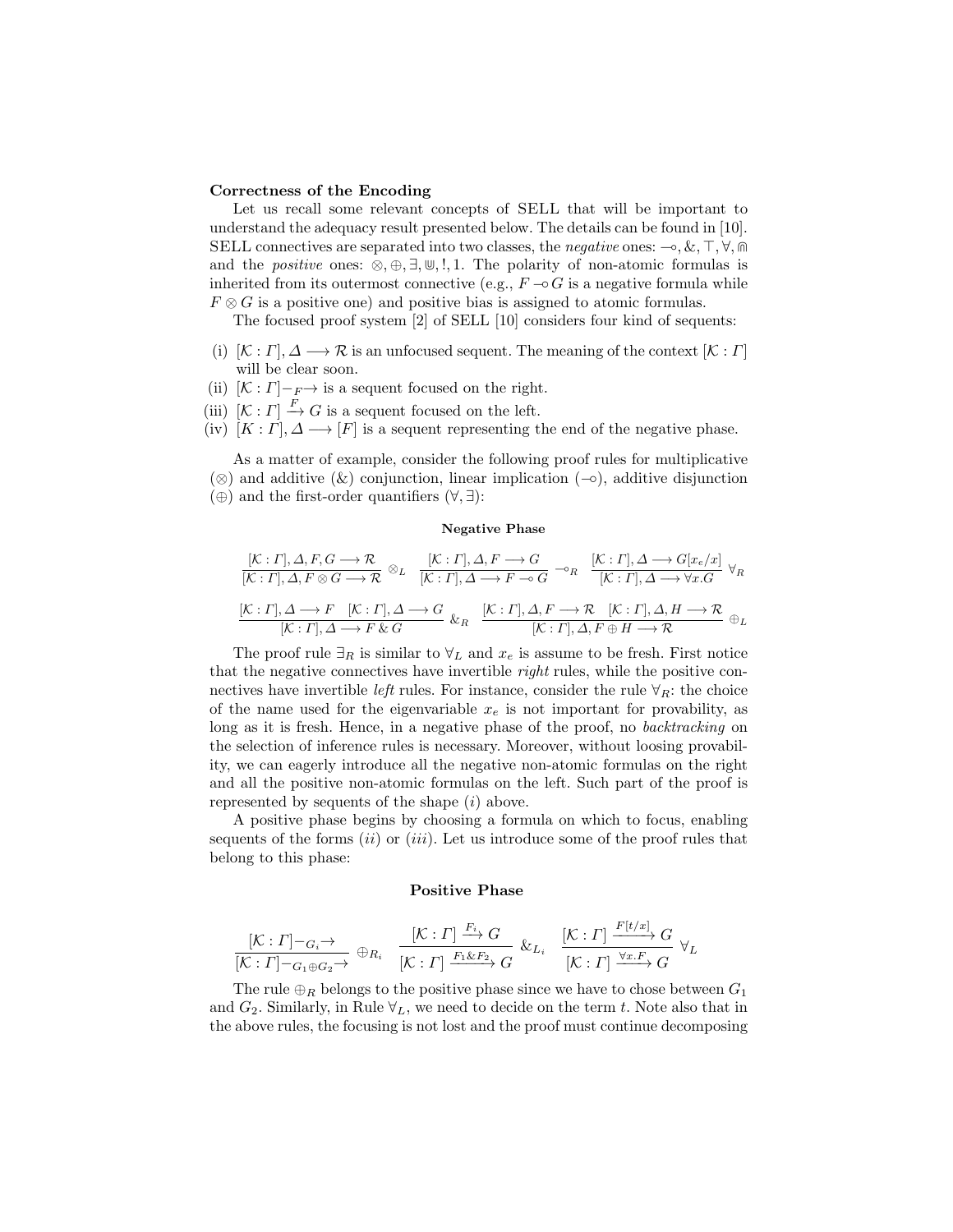**Correctness of the Encoding**

Let us recall some relevant concepts of SELL that will be important to understand the adequacy result presented below. The details can be found in [10]. SELL connectives are separated into two classes, the *negative* ones: $\multimap, \&, \top, \forall, \Cap$ and the *positive* ones: $\otimes, \oplus, \exists, \Cup, !, 1$. The polarity of non-atomic formulas is inherited from its outermost connective (e.g., $F \multimap G$ is a negative formula while $F \otimes G$ is a positive one) and positive bias is assigned to atomic formulas.

The focused proof system [2] of SELL [10] considers four kind of sequents:

(i) $[\mathcal{K} : \Gamma], \Delta \longrightarrow \mathcal{R}$ is an unfocused sequent. The meaning of the context $[\mathcal{K} : \Gamma]$ will be clear soon.
(ii) $[\mathcal{K} : \Gamma] -_{F}\!\!\rightarrow$ is a sequent focused on the right.
(iii) $[\mathcal{K} : \Gamma] \xrightarrow{F} G$ is a sequent focused on the left.
(iv) $[K : \Gamma], \Delta \longrightarrow [F]$ is a sequent representing the end of the negative phase.

As a matter of example, consider the following proof rules for multiplicative ($\otimes$) and additive ($\&$) conjunction, linear implication ($\multimap$), additive disjunction ($\oplus$) and the first-order quantifiers ($\forall, \exists$):

**Negative Phase**

$$\frac{[\mathcal{K} : \Gamma], \Delta, F, G \longrightarrow \mathcal{R}}{[\mathcal{K} : \Gamma], \Delta, F \otimes G \longrightarrow \mathcal{R}} \otimes_L \quad \frac{[\mathcal{K} : \Gamma], \Delta, F \longrightarrow G}{[\mathcal{K} : \Gamma], \Delta \longrightarrow F \multimap G} \multimap_R \quad \frac{[\mathcal{K} : \Gamma], \Delta \longrightarrow G[x_e/x]}{[\mathcal{K} : \Gamma], \Delta \longrightarrow \forall x.G} \forall_R$$

$$\frac{[\mathcal{K} : \Gamma], \Delta \longrightarrow F \quad [\mathcal{K} : \Gamma], \Delta \longrightarrow G}{[\mathcal{K} : \Gamma], \Delta \longrightarrow F \,\&\, G} \&_R \quad \frac{[\mathcal{K} : \Gamma], \Delta, F \longrightarrow \mathcal{R} \quad [\mathcal{K} : \Gamma], \Delta, H \longrightarrow \mathcal{R}}{[\mathcal{K} : \Gamma], \Delta, F \oplus H \longrightarrow \mathcal{R}} \oplus_L$$

The proof rule $\exists_R$ is similar to $\forall_L$ and $x_e$ is assume to be fresh. First notice that the negative connectives have invertible *right* rules, while the positive connectives have invertible *left* rules. For instance, consider the rule $\forall_R$: the choice of the name used for the eigenvariable $x_e$ is not important for provability, as long as it is fresh. Hence, in a negative phase of the proof, no *backtracking* on the selection of inference rules is necessary. Moreover, without loosing provability, we can eagerly introduce all the negative non-atomic formulas on the right and all the positive non-atomic formulas on the left. Such part of the proof is represented by sequents of the shape $(i)$ above.

A positive phase begins by choosing a formula on which to focus, enabling sequents of the forms $(ii)$ or $(iii)$. Let us introduce some of the proof rules that belong to this phase:

**Positive Phase**

$$\frac{[\mathcal{K} : \Gamma] -_{G_i}\!\!\rightarrow}{[\mathcal{K} : \Gamma] -_{G_1 \oplus G_2}\!\!\rightarrow} \oplus_{R_i} \quad \frac{[\mathcal{K} : \Gamma] \xrightarrow{F_i} G}{[\mathcal{K} : \Gamma] \xrightarrow{F_1 \& F_2} G} \&_{L_i} \quad \frac{[\mathcal{K} : \Gamma] \xrightarrow{F[t/x]} G}{[\mathcal{K} : \Gamma] \xrightarrow{\forall x.F} G} \forall_L$$

The rule $\oplus_R$ belongs to the positive phase since we have to chose between $G_1$ and $G_2$. Similarly, in Rule $\forall_L$, we need to decide on the term $t$. Note also that in the above rules, the focusing is not lost and the proof must continue decomposing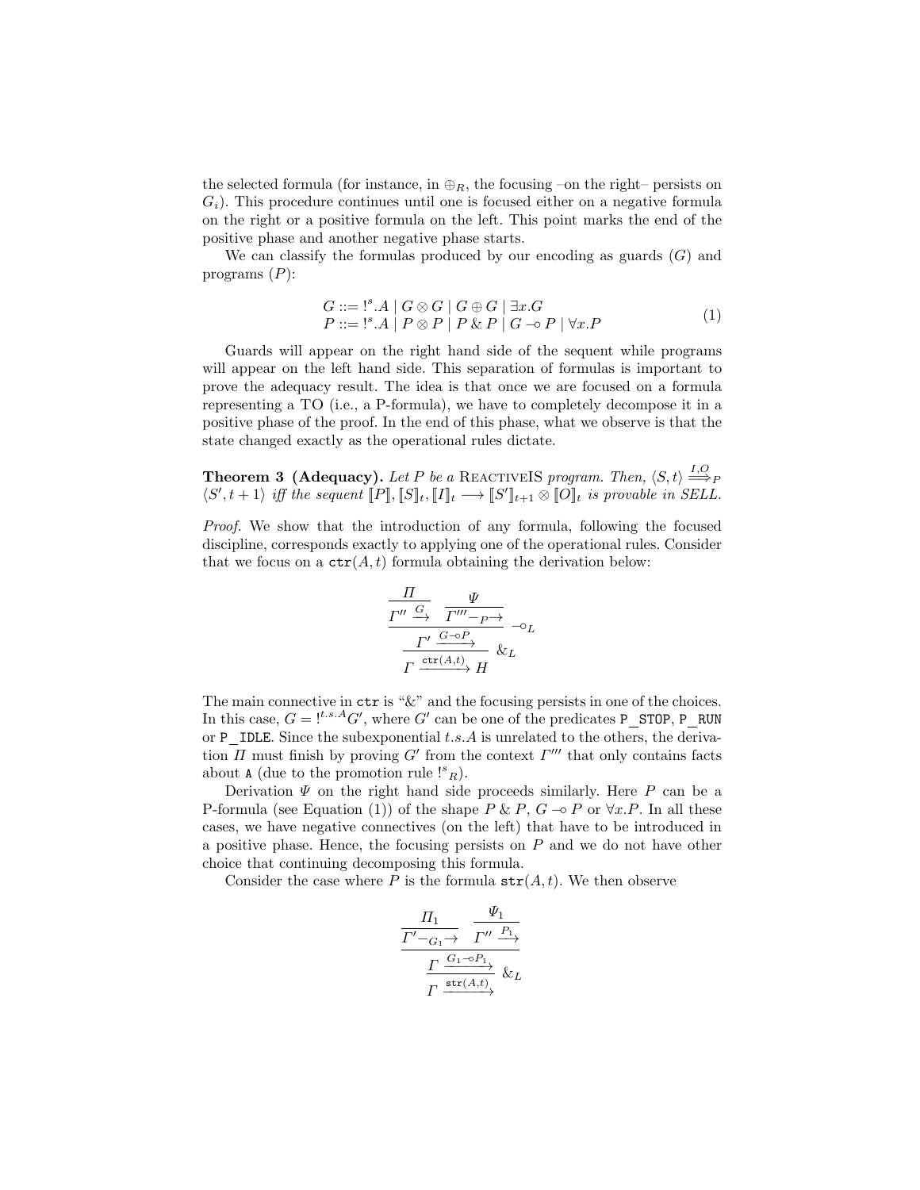the selected formula (for instance, in $\oplus_R$, the focusing –on the right– persists on $G_i$). This procedure continues until one is focused either on a negative formula on the right or a positive formula on the left. This point marks the end of the positive phase and another negative phase starts.

We can classify the formulas produced by our encoding as guards ($G$) and programs ($P$):

$$
\begin{array}{l}
G ::= !^{s}.A \mid G \otimes G \mid G \oplus G \mid \exists x.G \\
P ::= !^{s}.A \mid P \otimes P \mid P \,\&\, P \mid G \multimap P \mid \forall x.P
\end{array}
\tag{1}
$$

Guards will appear on the right hand side of the sequent while programs will appear on the left hand side. This separation of formulas is important to prove the adequacy result. The idea is that once we are focused on a formula representing a TO (i.e., a P-formula), we have to completely decompose it in a positive phase of the proof. In the end of this phase, what we observe is that the state changed exactly as the operational rules dictate.

**Theorem 3 (Adequacy).** *Let $P$ be a* ReactiveIS *program. Then, $\langle S, t\rangle \overset{I,O}{\Longrightarrow}_P \langle S', t+1\rangle$ iff the sequent $[\![P]\!], [\![S]\!]_t, [\![I]\!]_t \longrightarrow [\![S']\!]_{t+1} \otimes [\![O]\!]_t$ is provable in SELL.*

*Proof.* We show that the introduction of any formula, following the focused discipline, corresponds exactly to applying one of the operational rules. Consider that we focus on a $\mathtt{ctr}(A,t)$ formula obtaining the derivation below:

$$
\cfrac{\cfrac{\cfrac{\Pi}{\Gamma'' \xrightarrow{G}} \quad \cfrac{\Psi}{\Gamma''' -_{P}\!\!\rightarrow}}{\Gamma' \xrightarrow{G \multimap P}}\ \multimap_L}{\Gamma \xrightarrow{\mathtt{ctr}(A,t)} H}\ \&_L
$$

The main connective in $\mathtt{ctr}$ is "&" and the focusing persists in one of the choices. In this case, $G = !^{t.s.A}G'$, where $G'$ can be one of the predicates P_STOP, P_RUN or P_IDLE. Since the subexponential $t.s.A$ is unrelated to the others, the derivation $\Pi$ must finish by proving $G'$ from the context $\Gamma'''$ that only contains facts about A (due to the promotion rule $!^{s}{}_R$).

Derivation $\Psi$ on the right hand side proceeds similarly. Here $P$ can be a P-formula (see Equation (1)) of the shape $P \,\&\, P$, $G \multimap P$ or $\forall x.P$. In all these cases, we have negative connectives (on the left) that have to be introduced in a positive phase. Hence, the focusing persists on $P$ and we do not have other choice that continuing decomposing this formula.

Consider the case where $P$ is the formula $\mathtt{str}(A,t)$. We then observe

$$
\cfrac{\cfrac{\cfrac{\Pi_1}{\Gamma' -_{G_1}\!\!\rightarrow} \quad \cfrac{\Psi_1}{\Gamma'' \xrightarrow{P_1}}}{\Gamma \xrightarrow{G_1 \multimap P_1}}}{\Gamma \xrightarrow{\mathtt{str}(A,t)}}\ \&_L
$$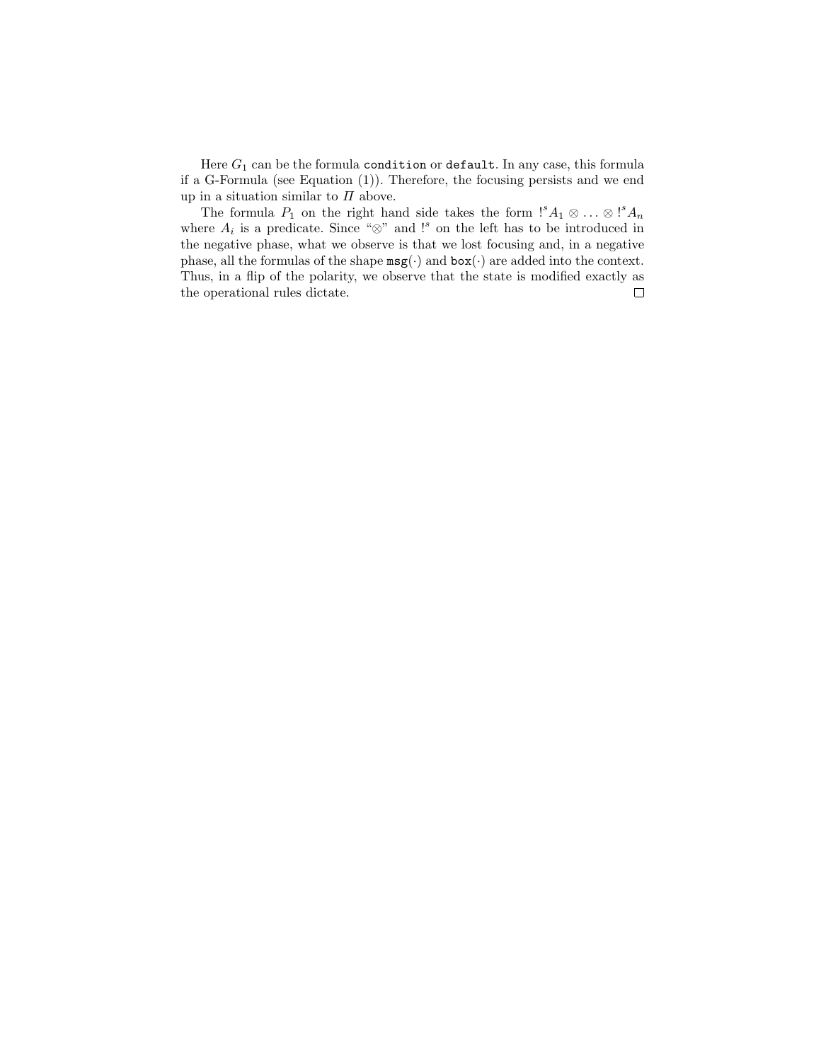Here $G_1$ can be the formula `condition` or `default`. In any case, this formula if a G-Formula (see Equation (1)). Therefore, the focusing persists and we end up in a situation similar to $\Pi$ above.

The formula $P_1$ on the right hand side takes the form $!^s A_1 \otimes \ldots \otimes !^s A_n$ where $A_i$ is a predicate. Since "$\otimes$" and $!^s$ on the left has to be introduced in the negative phase, what we observe is that we lost focusing and, in a negative phase, all the formulas of the shape $\texttt{msg}(\cdot)$ and $\texttt{box}(\cdot)$ are added into the context. Thus, in a flip of the polarity, we observe that the state is modified exactly as the operational rules dictate. □